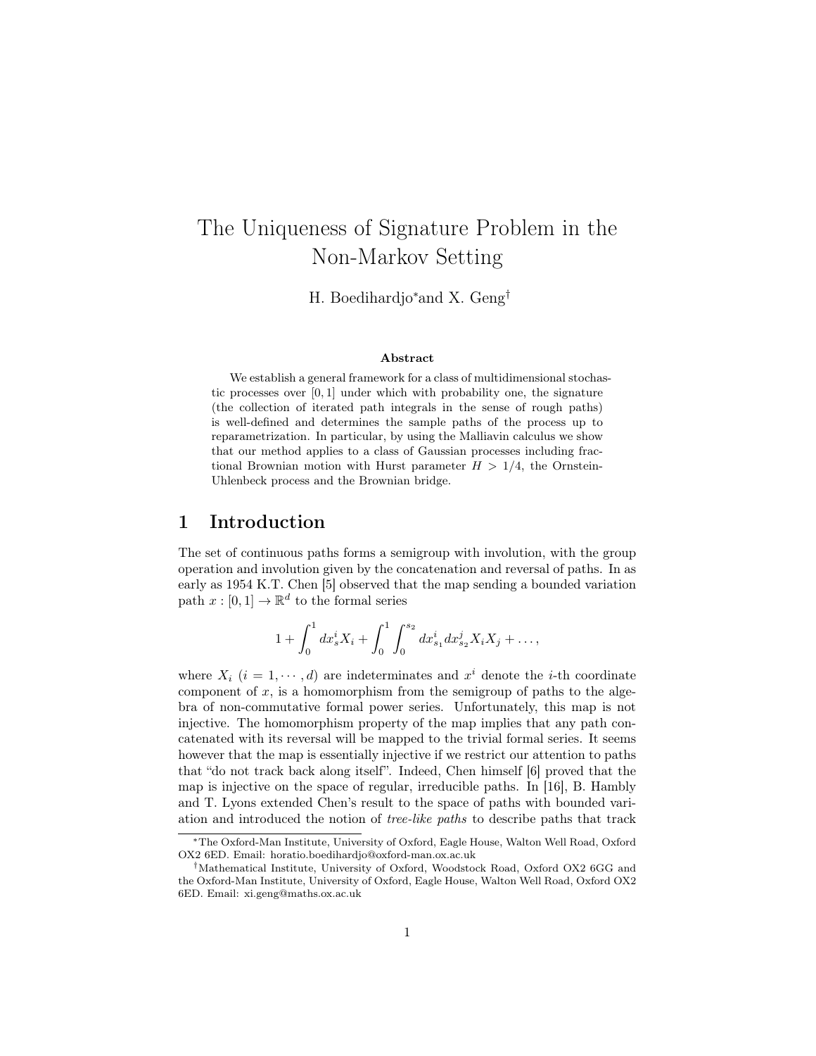# The Uniqueness of Signature Problem in the Non-Markov Setting

H. Boedihardjo* and X. Geng†

### Abstract

We establish a general framework for a class of multidimensional stochastic processes over $[0, 1]$ under which with probability one, the signature (the collection of iterated path integrals in the sense of rough paths) is well-defined and determines the sample paths of the process up to reparametrization. In particular, by using the Malliavin calculus we show that our method applies to a class of Gaussian processes including fractional Brownian motion with Hurst parameter $H > 1/4$, the Ornstein-Uhlenbeck process and the Brownian bridge.

## 1 Introduction

The set of continuous paths forms a semigroup with involution, with the group operation and involution given by the concatenation and reversal of paths. In as early as 1954 K.T. Chen [5] observed that the map sending a bounded variation path $x : [0, 1] \to \mathbb{R}^d$ to the formal series

$$1 + \int_0^1 dx_s^i X_i + \int_0^1 \int_0^{s_2} dx_{s_1}^i dx_{s_2}^j X_i X_j + \ldots,$$

where $X_i$ $(i = 1, \cdots, d)$ are indeterminates and $x^i$ denote the $i$-th coordinate component of $x$, is a homomorphism from the semigroup of paths to the algebra of non-commutative formal power series. Unfortunately, this map is not injective. The homomorphism property of the map implies that any path concatenated with its reversal will be mapped to the trivial formal series. It seems however that the map is essentially injective if we restrict our attention to paths that "do not track back along itself". Indeed, Chen himself [6] proved that the map is injective on the space of regular, irreducible paths. In [16], B. Hambly and T. Lyons extended Chen's result to the space of paths with bounded variation and introduced the notion of *tree-like paths* to describe paths that track

---

*The Oxford-Man Institute, University of Oxford, Eagle House, Walton Well Road, Oxford OX2 6ED. Email: horatio.boedihardjo@oxford-man.ox.ac.uk

†Mathematical Institute, University of Oxford, Woodstock Road, Oxford OX2 6GG and the Oxford-Man Institute, University of Oxford, Eagle House, Walton Well Road, Oxford OX2 6ED. Email: xi.geng@maths.ox.ac.uk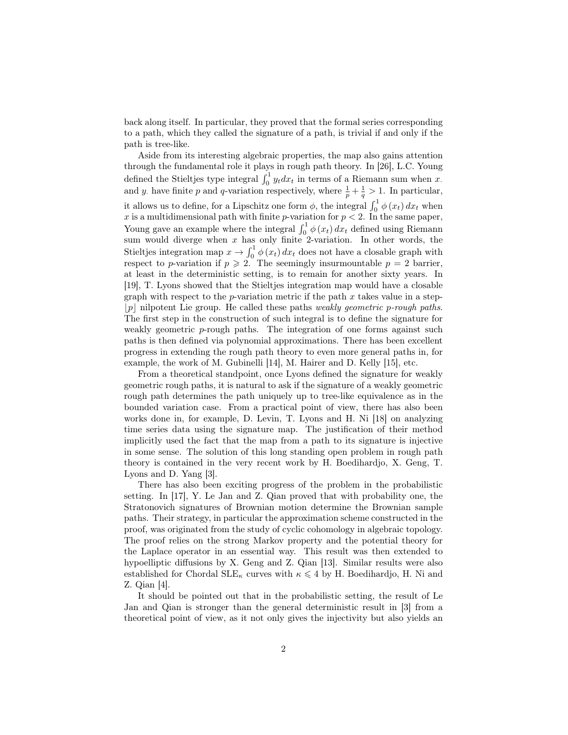back along itself. In particular, they proved that the formal series corresponding to a path, which they called the signature of a path, is trivial if and only if the path is tree-like.

Aside from its interesting algebraic properties, the map also gains attention through the fundamental role it plays in rough path theory. In [26], L.C. Young defined the Stieltjes type integral $\int_0^1 y_t dx_t$ in terms of a Riemann sum when $x_\cdot$ and $y_\cdot$ have finite $p$ and $q$-variation respectively, where $\frac{1}{p}+\frac{1}{q}>1$. In particular, it allows us to define, for a Lipschitz one form $\phi$, the integral $\int_0^1 \phi(x_t)\,dx_t$ when $x$ is a multidimensional path with finite $p$-variation for $p<2$. In the same paper, Young gave an example where the integral $\int_0^1 \phi(x_t)\,dx_t$ defined using Riemann sum would diverge when $x$ has only finite 2-variation. In other words, the Stieltjes integration map $x \to \int_0^1 \phi(x_t)\,dx_t$ does not have a closable graph with respect to $p$-variation if $p \geqslant 2$. The seemingly insurmountable $p=2$ barrier, at least in the deterministic setting, is to remain for another sixty years. In [19], T. Lyons showed that the Stieltjes integration map would have a closable graph with respect to the $p$-variation metric if the path $x$ takes value in a step-$\lfloor p \rfloor$ nilpotent Lie group. He called these paths *weakly geometric p-rough paths*. The first step in the construction of such integral is to define the signature for weakly geometric $p$-rough paths. The integration of one forms against such paths is then defined via polynomial approximations. There has been excellent progress in extending the rough path theory to even more general paths in, for example, the work of M. Gubinelli [14], M. Hairer and D. Kelly [15], etc.

From a theoretical standpoint, once Lyons defined the signature for weakly geometric rough paths, it is natural to ask if the signature of a weakly geometric rough path determines the path uniquely up to tree-like equivalence as in the bounded variation case. From a practical point of view, there has also been works done in, for example, D. Levin, T. Lyons and H. Ni [18] on analyzing time series data using the signature map. The justification of their method implicitly used the fact that the map from a path to its signature is injective in some sense. The solution of this long standing open problem in rough path theory is contained in the very recent work by H. Boedihardjo, X. Geng, T. Lyons and D. Yang [3].

There has also been exciting progress of the problem in the probabilistic setting. In [17], Y. Le Jan and Z. Qian proved that with probability one, the Stratonovich signatures of Brownian motion determine the Brownian sample paths. Their strategy, in particular the approximation scheme constructed in the proof, was originated from the study of cyclic cohomology in algebraic topology. The proof relies on the strong Markov property and the potential theory for the Laplace operator in an essential way. This result was then extended to hypoelliptic diffusions by X. Geng and Z. Qian [13]. Similar results were also established for Chordal SLE$_\kappa$ curves with $\kappa \leqslant 4$ by H. Boedihardjo, H. Ni and Z. Qian [4].

It should be pointed out that in the probabilistic setting, the result of Le Jan and Qian is stronger than the general deterministic result in [3] from a theoretical point of view, as it not only gives the injectivity but also yields an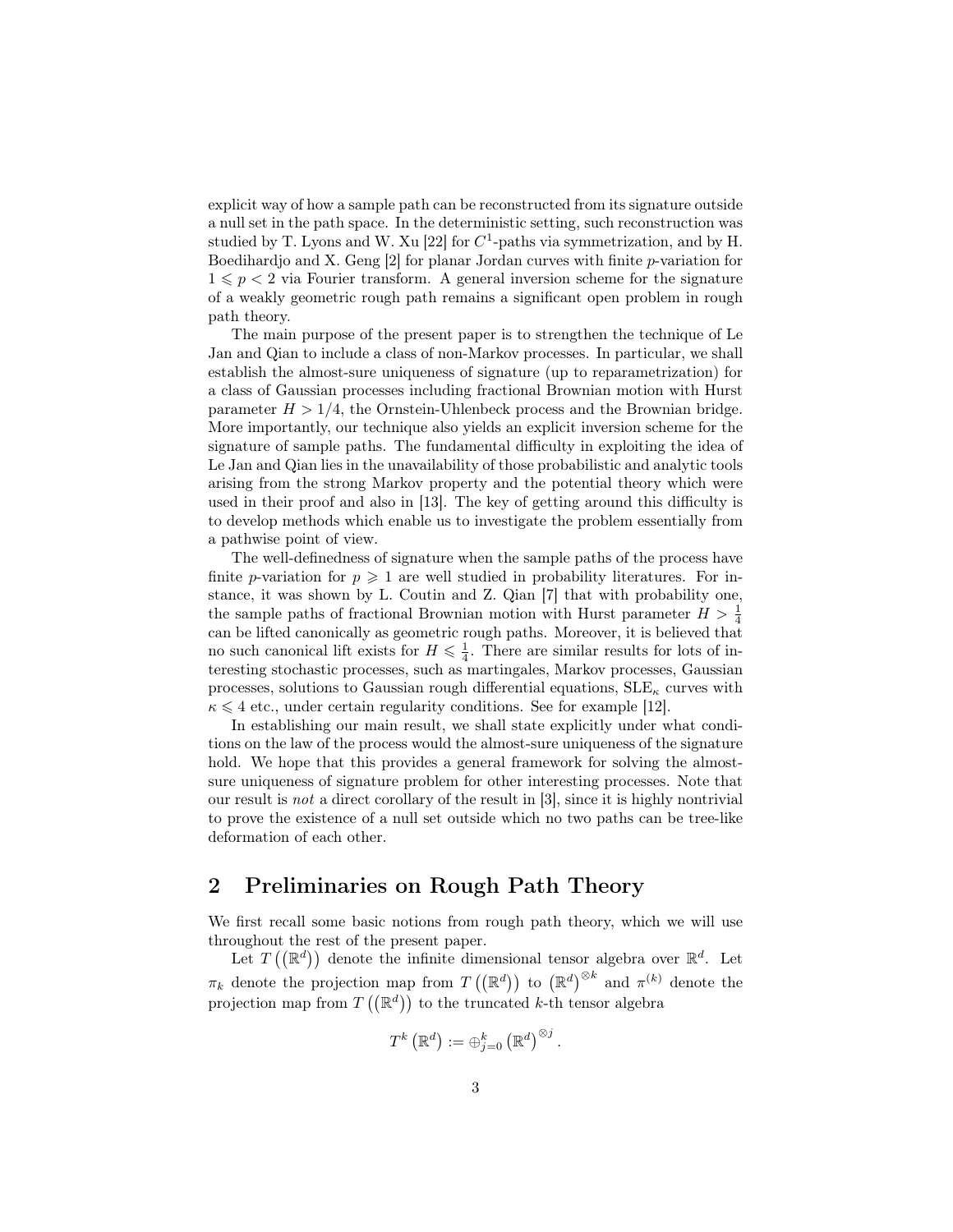explicit way of how a sample path can be reconstructed from its signature outside a null set in the path space. In the deterministic setting, such reconstruction was studied by T. Lyons and W. Xu [22] for $C^1$-paths via symmetrization, and by H. Boedihardjo and X. Geng [2] for planar Jordan curves with finite $p$-variation for $1 \leqslant p < 2$ via Fourier transform. A general inversion scheme for the signature of a weakly geometric rough path remains a significant open problem in rough path theory.

The main purpose of the present paper is to strengthen the technique of Le Jan and Qian to include a class of non-Markov processes. In particular, we shall establish the almost-sure uniqueness of signature (up to reparametrization) for a class of Gaussian processes including fractional Brownian motion with Hurst parameter $H > 1/4$, the Ornstein-Uhlenbeck process and the Brownian bridge. More importantly, our technique also yields an explicit inversion scheme for the signature of sample paths. The fundamental difficulty in exploiting the idea of Le Jan and Qian lies in the unavailability of those probabilistic and analytic tools arising from the strong Markov property and the potential theory which were used in their proof and also in [13]. The key of getting around this difficulty is to develop methods which enable us to investigate the problem essentially from a pathwise point of view.

The well-definedness of signature when the sample paths of the process have finite $p$-variation for $p \geqslant 1$ are well studied in probability literatures. For instance, it was shown by L. Coutin and Z. Qian [7] that with probability one, the sample paths of fractional Brownian motion with Hurst parameter $H > \frac{1}{4}$ can be lifted canonically as geometric rough paths. Moreover, it is believed that no such canonical lift exists for $H \leqslant \frac{1}{4}$. There are similar results for lots of interesting stochastic processes, such as martingales, Markov processes, Gaussian processes, solutions to Gaussian rough differential equations, $\mathrm{SLE}_\kappa$ curves with $\kappa \leqslant 4$ etc., under certain regularity conditions. See for example [12].

In establishing our main result, we shall state explicitly under what conditions on the law of the process would the almost-sure uniqueness of the signature hold. We hope that this provides a general framework for solving the almost-sure uniqueness of signature problem for other interesting processes. Note that our result is *not* a direct corollary of the result in [3], since it is highly nontrivial to prove the existence of a null set outside which no two paths can be tree-like deformation of each other.

## 2 Preliminaries on Rough Path Theory

We first recall some basic notions from rough path theory, which we will use throughout the rest of the present paper.

Let $T\left(\left(\mathbb{R}^d\right)\right)$ denote the infinite dimensional tensor algebra over $\mathbb{R}^d$. Let $\pi_k$ denote the projection map from $T\left(\left(\mathbb{R}^d\right)\right)$ to $\left(\mathbb{R}^d\right)^{\otimes k}$ and $\pi^{(k)}$ denote the projection map from $T\left(\left(\mathbb{R}^d\right)\right)$ to the truncated $k$-th tensor algebra

$$T^k\left(\mathbb{R}^d\right) := \oplus_{j=0}^k \left(\mathbb{R}^d\right)^{\otimes j}.$$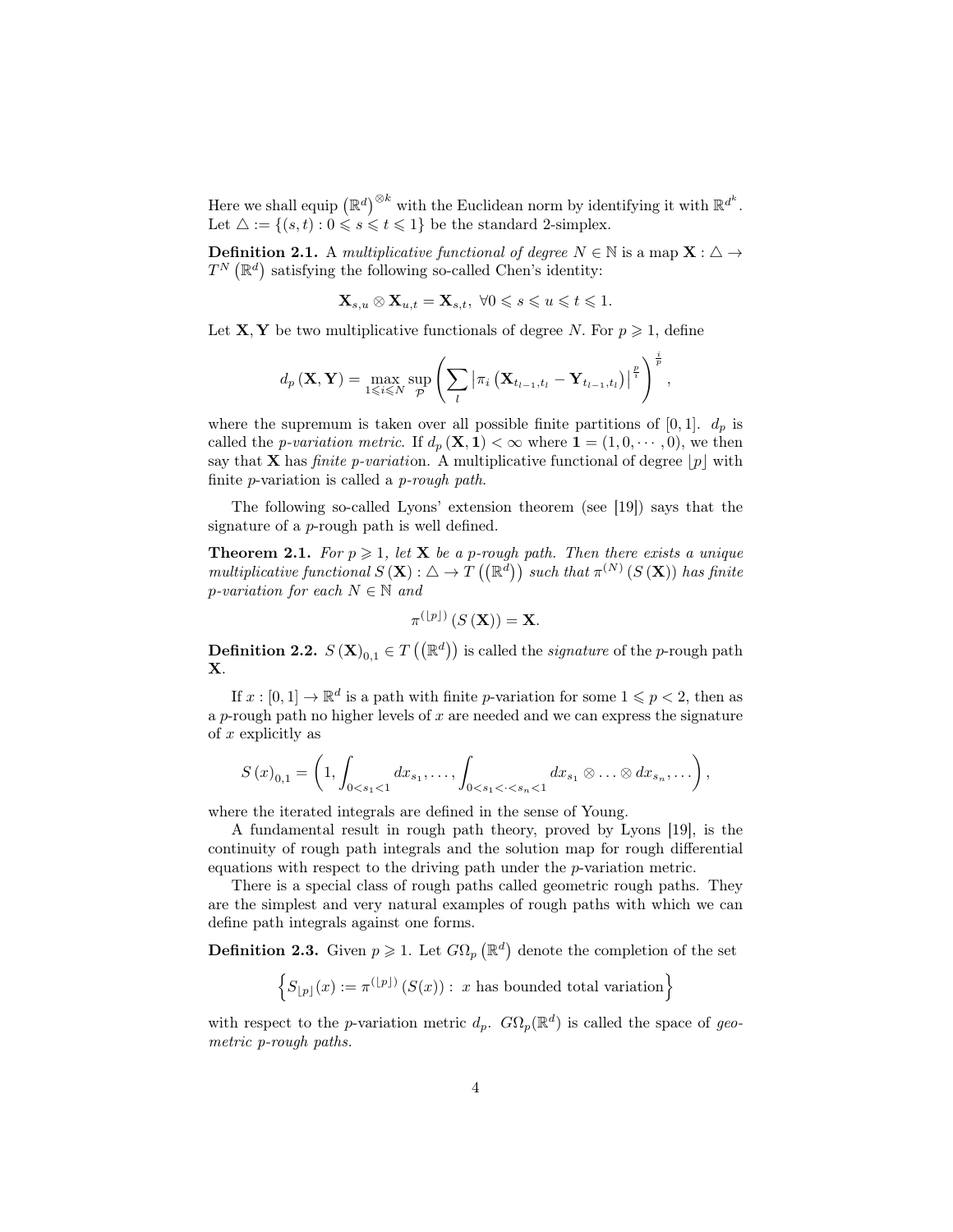Here we shall equip $\left(\mathbb{R}^d\right)^{\otimes k}$ with the Euclidean norm by identifying it with $\mathbb{R}^{d^k}$. Let $\triangle := \{(s,t) : 0 \leqslant s \leqslant t \leqslant 1\}$ be the standard 2-simplex.

**Definition 2.1.** A *multiplicative functional of degree* $N \in \mathbb{N}$ is a map $\mathbf{X} : \triangle \to T^N\left(\mathbb{R}^d\right)$ satisfying the following so-called Chen's identity:

$$\mathbf{X}_{s,u} \otimes \mathbf{X}_{u,t} = \mathbf{X}_{s,t}, \ \forall 0 \leqslant s \leqslant u \leqslant t \leqslant 1.$$

Let $\mathbf{X}, \mathbf{Y}$ be two multiplicative functionals of degree $N$. For $p \geqslant 1$, define

$$d_p\left(\mathbf{X}, \mathbf{Y}\right) = \max_{1 \leqslant i \leqslant N} \sup_{\mathcal{P}} \left( \sum_l \left| \pi_i\left(\mathbf{X}_{t_{l-1},t_l} - \mathbf{Y}_{t_{l-1},t_l}\right)\right|^{\frac{p}{i}} \right)^{\frac{i}{p}},$$

where the supremum is taken over all possible finite partitions of $[0,1]$. $d_p$ is called the *p-variation metric*. If $d_p\left(\mathbf{X}, \mathbf{1}\right) < \infty$ where $\mathbf{1} = (1, 0, \cdots, 0)$, we then say that $\mathbf{X}$ has *finite p-variati*on. A multiplicative functional of degree $\lfloor p \rfloor$ with finite $p$-variation is called a *p-rough path*.

The following so-called Lyons' extension theorem (see [19]) says that the signature of a $p$-rough path is well defined.

**Theorem 2.1.** *For $p \geqslant 1$, let $\mathbf{X}$ be a $p$-rough path. Then there exists a unique multiplicative functional $S\left(\mathbf{X}\right) : \triangle \to T\left(\left(\mathbb{R}^d\right)\right)$ such that $\pi^{(N)}\left(S\left(\mathbf{X}\right)\right)$ has finite $p$-variation for each $N \in \mathbb{N}$ and*

$$\pi^{(\lfloor p \rfloor)}\left(S\left(\mathbf{X}\right)\right) = \mathbf{X}.$$

**Definition 2.2.** $S\left(\mathbf{X}\right)_{0,1} \in T\left(\left(\mathbb{R}^d\right)\right)$ is called the *signature* of the $p$-rough path $\mathbf{X}$.

If $x : [0,1] \to \mathbb{R}^d$ is a path with finite $p$-variation for some $1 \leqslant p < 2$, then as a $p$-rough path no higher levels of $x$ are needed and we can express the signature of $x$ explicitly as

$$S\left(x\right)_{0,1} = \left(1, \int_{0<s_1<1} dx_{s_1}, \ldots, \int_{0<s_1<\cdot<s_n<1} dx_{s_1} \otimes \ldots \otimes dx_{s_n}, \ldots\right),$$

where the iterated integrals are defined in the sense of Young.

A fundamental result in rough path theory, proved by Lyons [19], is the continuity of rough path integrals and the solution map for rough differential equations with respect to the driving path under the $p$-variation metric.

There is a special class of rough paths called geometric rough paths. They are the simplest and very natural examples of rough paths with which we can define path integrals against one forms.

**Definition 2.3.** Given $p \geqslant 1$. Let $G\Omega_p\left(\mathbb{R}^d\right)$ denote the completion of the set

$$\left\{S_{\lfloor p \rfloor}(x) := \pi^{(\lfloor p \rfloor)}\left(S(x)\right) : \ x \text{ has bounded total variation}\right\}$$

with respect to the $p$-variation metric $d_p$. $G\Omega_p(\mathbb{R}^d)$ is called the space of *geometric p-rough paths*.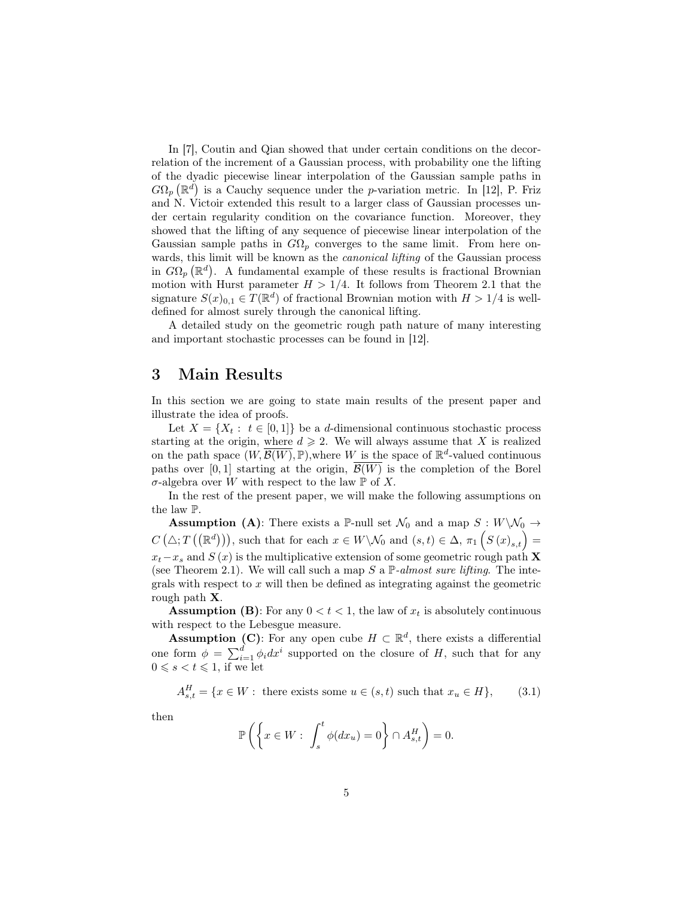In [7], Coutin and Qian showed that under certain conditions on the decorrelation of the increment of a Gaussian process, with probability one the lifting of the dyadic piecewise linear interpolation of the Gaussian sample paths in $G\Omega_p\left(\mathbb{R}^d\right)$ is a Cauchy sequence under the $p$-variation metric. In [12], P. Friz and N. Victoir extended this result to a larger class of Gaussian processes under certain regularity condition on the covariance function. Moreover, they showed that the lifting of any sequence of piecewise linear interpolation of the Gaussian sample paths in $G\Omega_p$ converges to the same limit. From here onwards, this limit will be known as the *canonical lifting* of the Gaussian process in $G\Omega_p\left(\mathbb{R}^d\right)$. A fundamental example of these results is fractional Brownian motion with Hurst parameter $H > 1/4$. It follows from Theorem 2.1 that the signature $S(x)_{0,1} \in T(\mathbb{R}^d)$ of fractional Brownian motion with $H > 1/4$ is well-defined for almost surely through the canonical lifting.

A detailed study on the geometric rough path nature of many interesting and important stochastic processes can be found in [12].

# 3 Main Results

In this section we are going to state main results of the present paper and illustrate the idea of proofs.

Let $X = \{X_t : t \in [0,1]\}$ be a $d$-dimensional continuous stochastic process starting at the origin, where $d \geqslant 2$. We will always assume that $X$ is realized on the path space $(W, \overline{\mathcal{B}(W)}, \mathbb{P})$,where $W$ is the space of $\mathbb{R}^d$-valued continuous paths over $[0,1]$ starting at the origin, $\overline{\mathcal{B}(W)}$ is the completion of the Borel $\sigma$-algebra over $W$ with respect to the law $\mathbb{P}$ of $X$.

In the rest of the present paper, we will make the following assumptions on the law $\mathbb{P}$.

**Assumption (A)**: There exists a $\mathbb{P}$-null set $\mathcal{N}_0$ and a map $S : W\backslash\mathcal{N}_0 \to C\left(\triangle; T\left(\left(\mathbb{R}^d\right)\right)\right)$, such that for each $x \in W\backslash\mathcal{N}_0$ and $(s,t) \in \Delta$, $\pi_1\left(S\left(x\right)_{s,t}\right) = x_t - x_s$ and $S\left(x\right)$ is the multiplicative extension of some geometric rough path $\mathbf{X}$ (see Theorem 2.1). We will call such a map $S$ a $\mathbb{P}$-*almost sure lifting*. The integrals with respect to $x$ will then be defined as integrating against the geometric rough path $\mathbf{X}$.

**Assumption (B)**: For any $0 < t < 1$, the law of $x_t$ is absolutely continuous with respect to the Lebesgue measure.

**Assumption (C)**: For any open cube $H \subset \mathbb{R}^d$, there exists a differential one form $\phi = \sum_{i=1}^d \phi_i dx^i$ supported on the closure of $H$, such that for any $0 \leqslant s < t \leqslant 1$, if we let

$$A_{s,t}^H = \{x \in W : \text{ there exists some } u \in (s,t) \text{ such that } x_u \in H\}, \tag{3.1}$$

then

$$\mathbb{P}\left(\left\{x \in W : \int_s^t \phi(dx_u) = 0\right\} \cap A_{s,t}^H\right) = 0.$$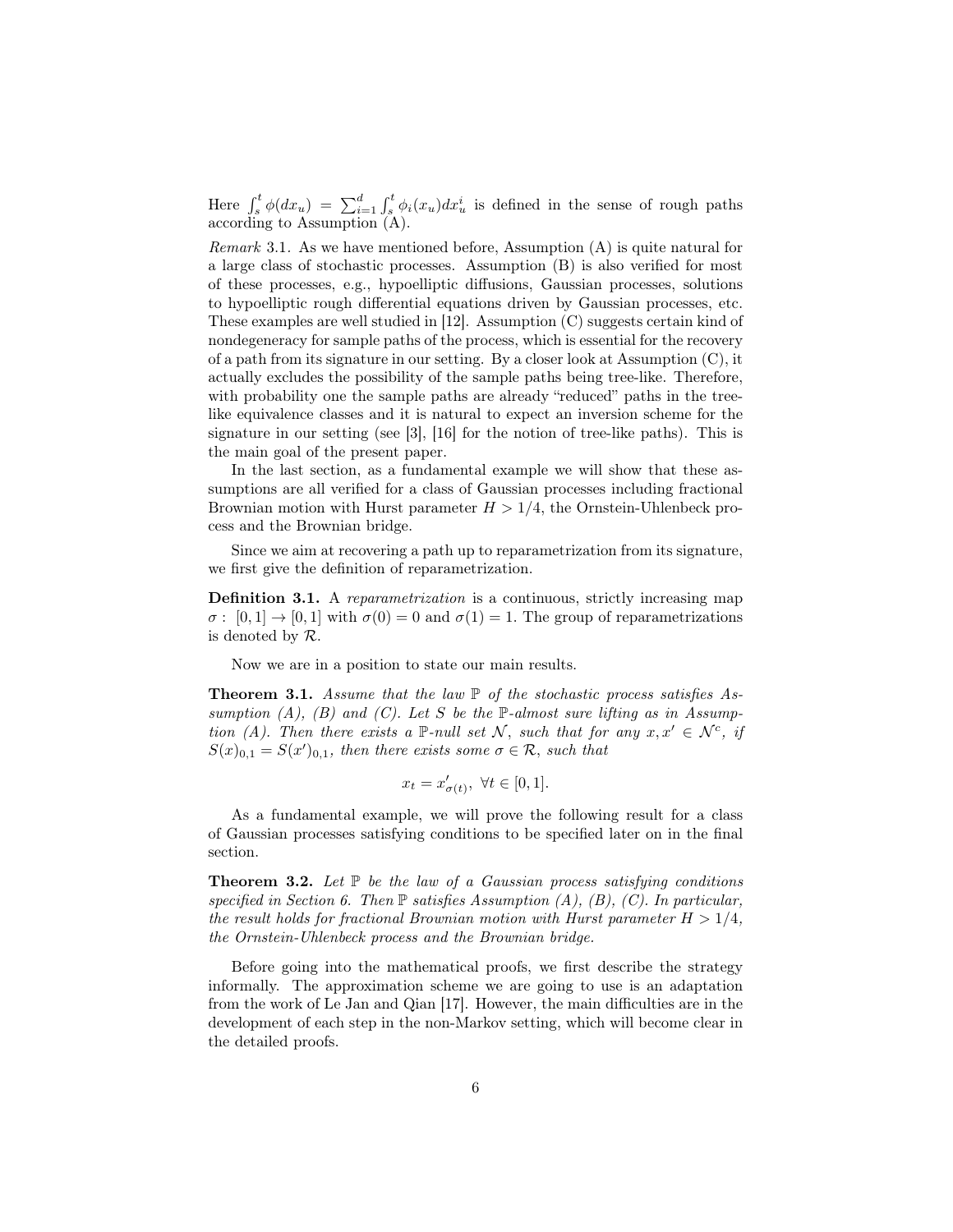Here $\int_s^t \phi(dx_u) = \sum_{i=1}^d \int_s^t \phi_i(x_u)dx_u^i$ is defined in the sense of rough paths according to Assumption (A).

*Remark* 3.1. As we have mentioned before, Assumption (A) is quite natural for a large class of stochastic processes. Assumption (B) is also verified for most of these processes, e.g., hypoelliptic diffusions, Gaussian processes, solutions to hypoelliptic rough differential equations driven by Gaussian processes, etc. These examples are well studied in [12]. Assumption (C) suggests certain kind of nondegeneracy for sample paths of the process, which is essential for the recovery of a path from its signature in our setting. By a closer look at Assumption (C), it actually excludes the possibility of the sample paths being tree-like. Therefore, with probability one the sample paths are already "reduced" paths in the tree-like equivalence classes and it is natural to expect an inversion scheme for the signature in our setting (see [3], [16] for the notion of tree-like paths). This is the main goal of the present paper.

In the last section, as a fundamental example we will show that these assumptions are all verified for a class of Gaussian processes including fractional Brownian motion with Hurst parameter $H > 1/4$, the Ornstein-Uhlenbeck process and the Brownian bridge.

Since we aim at recovering a path up to reparametrization from its signature, we first give the definition of reparametrization.

**Definition 3.1.** A *reparametrization* is a continuous, strictly increasing map $\sigma : [0,1] \to [0,1]$ with $\sigma(0) = 0$ and $\sigma(1) = 1$. The group of reparametrizations is denoted by $\mathcal{R}$.

Now we are in a position to state our main results.

**Theorem 3.1.** *Assume that the law $\mathbb{P}$ of the stochastic process satisfies Assumption (A), (B) and (C). Let $S$ be the $\mathbb{P}$-almost sure lifting as in Assumption (A). Then there exists a $\mathbb{P}$-null set $\mathcal{N}$, such that for any $x, x' \in \mathcal{N}^c$, if $S(x)_{0,1} = S(x')_{0,1}$, then there exists some $\sigma \in \mathcal{R}$, such that*

$$x_t = x'_{\sigma(t)}, \ \forall t \in [0,1].$$

As a fundamental example, we will prove the following result for a class of Gaussian processes satisfying conditions to be specified later on in the final section.

**Theorem 3.2.** *Let $\mathbb{P}$ be the law of a Gaussian process satisfying conditions specified in Section 6. Then $\mathbb{P}$ satisfies Assumption (A), (B), (C). In particular, the result holds for fractional Brownian motion with Hurst parameter $H > 1/4$, the Ornstein-Uhlenbeck process and the Brownian bridge.*

Before going into the mathematical proofs, we first describe the strategy informally. The approximation scheme we are going to use is an adaptation from the work of Le Jan and Qian [17]. However, the main difficulties are in the development of each step in the non-Markov setting, which will become clear in the detailed proofs.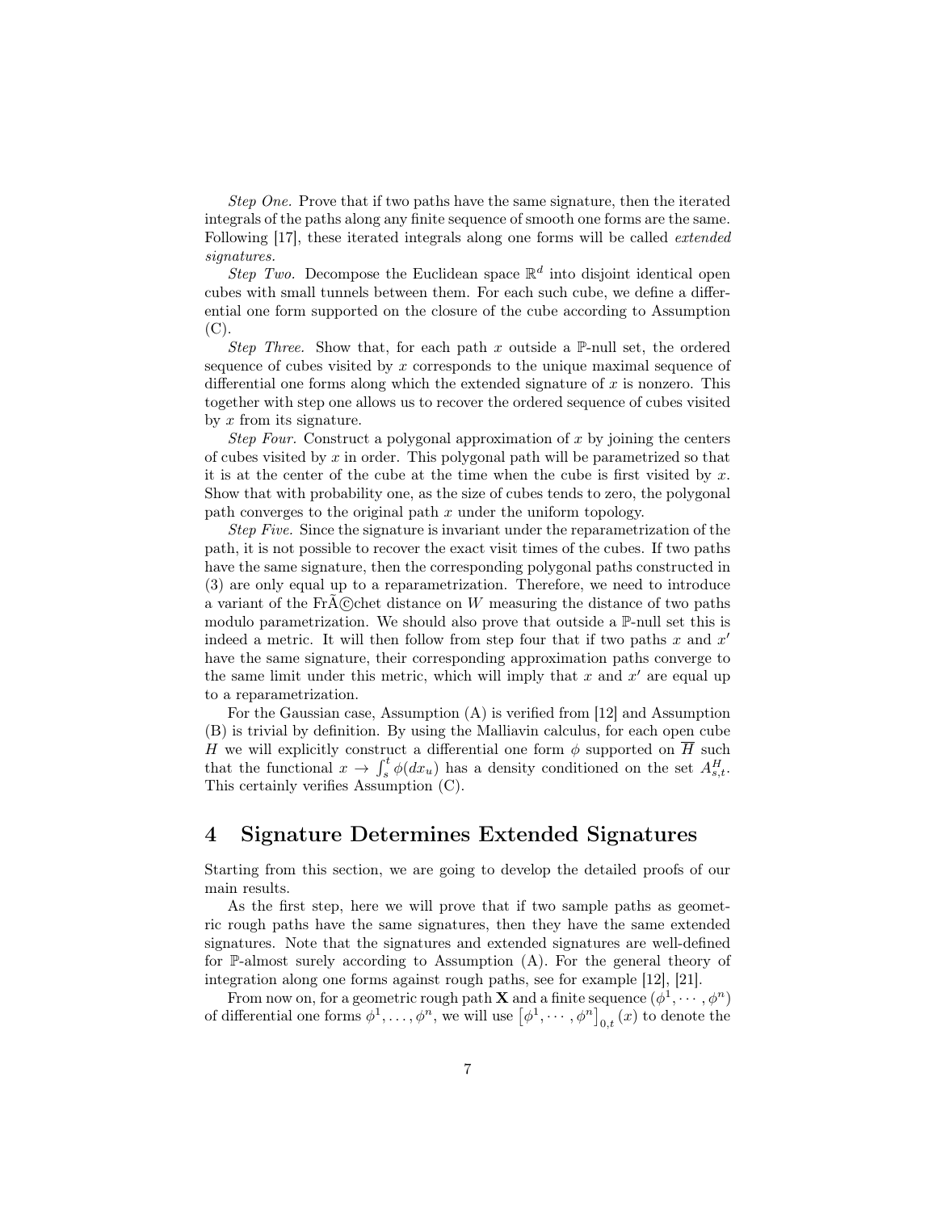*Step One.* Prove that if two paths have the same signature, then the iterated integrals of the paths along any finite sequence of smooth one forms are the same. Following [17], these iterated integrals along one forms will be called *extended signatures.*

*Step Two.* Decompose the Euclidean space $\mathbb{R}^d$ into disjoint identical open cubes with small tunnels between them. For each such cube, we define a differential one form supported on the closure of the cube according to Assumption (C).

*Step Three.* Show that, for each path $x$ outside a $\mathbb{P}$-null set, the ordered sequence of cubes visited by $x$ corresponds to the unique maximal sequence of differential one forms along which the extended signature of $x$ is nonzero. This together with step one allows us to recover the ordered sequence of cubes visited by $x$ from its signature.

*Step Four.* Construct a polygonal approximation of $x$ by joining the centers of cubes visited by $x$ in order. This polygonal path will be parametrized so that it is at the center of the cube at the time when the cube is first visited by $x$. Show that with probability one, as the size of cubes tends to zero, the polygonal path converges to the original path $x$ under the uniform topology.

*Step Five.* Since the signature is invariant under the reparametrization of the path, it is not possible to recover the exact visit times of the cubes. If two paths have the same signature, then the corresponding polygonal paths constructed in (3) are only equal up to a reparametrization. Therefore, we need to introduce a variant of the FrÃ©chet distance on $W$ measuring the distance of two paths modulo parametrization. We should also prove that outside a $\mathbb{P}$-null set this is indeed a metric. It will then follow from step four that if two paths $x$ and $x'$ have the same signature, their corresponding approximation paths converge to the same limit under this metric, which will imply that $x$ and $x'$ are equal up to a reparametrization.

For the Gaussian case, Assumption (A) is verified from [12] and Assumption (B) is trivial by definition. By using the Malliavin calculus, for each open cube $H$ we will explicitly construct a differential one form $\phi$ supported on $\overline{H}$ such that the functional $x \to \int_s^t \phi(dx_u)$ has a density conditioned on the set $A_{s,t}^H$. This certainly verifies Assumption (C).

# 4 Signature Determines Extended Signatures

Starting from this section, we are going to develop the detailed proofs of our main results.

As the first step, here we will prove that if two sample paths as geometric rough paths have the same signatures, then they have the same extended signatures. Note that the signatures and extended signatures are well-defined for $\mathbb{P}$-almost surely according to Assumption (A). For the general theory of integration along one forms against rough paths, see for example [12], [21].

From now on, for a geometric rough path $\mathbf{X}$ and a finite sequence $(\phi^1, \cdots, \phi^n)$ of differential one forms $\phi^1, \ldots, \phi^n$, we will use $\left[\phi^1, \cdots, \phi^n\right]_{0,t}(x)$ to denote the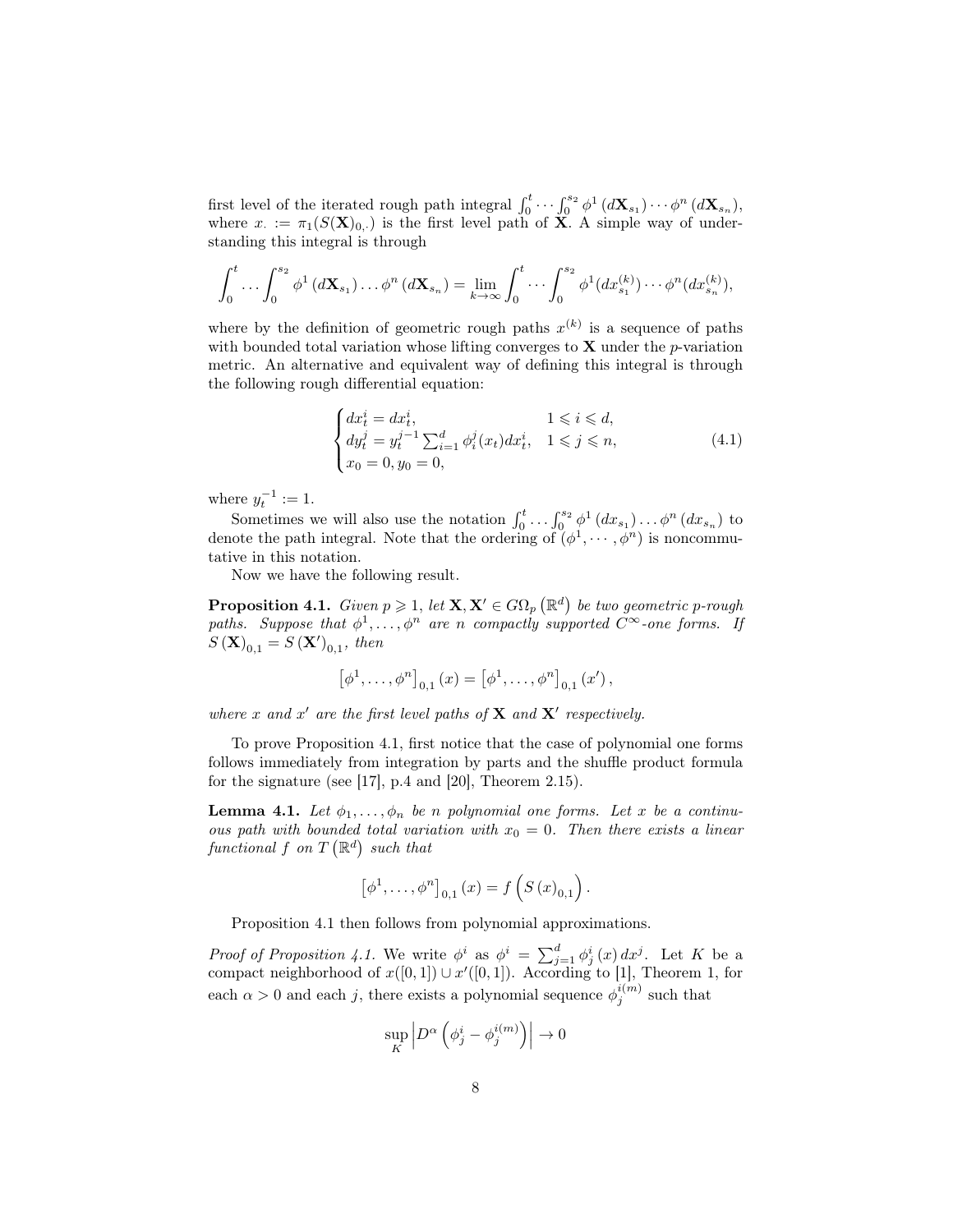first level of the iterated rough path integral $\int_0^t \cdots \int_0^{s_2} \phi^1(d\mathbf{X}_{s_1}) \cdots \phi^n(d\mathbf{X}_{s_n})$, where $x_\cdot := \pi_1(S(\mathbf{X})_{0,\cdot})$ is the first level path of $\mathbf{X}$. A simple way of understanding this integral is through

$$\int_0^t \cdots \int_0^{s_2} \phi^1(d\mathbf{X}_{s_1}) \ldots \phi^n(d\mathbf{X}_{s_n}) = \lim_{k\to\infty} \int_0^t \cdots \int_0^{s_2} \phi^1(dx^{(k)}_{s_1}) \cdots \phi^n(dx^{(k)}_{s_n}),$$

where by the definition of geometric rough paths $x^{(k)}$ is a sequence of paths with bounded total variation whose lifting converges to $\mathbf{X}$ under the $p$-variation metric. An alternative and equivalent way of defining this integral is through the following rough differential equation:

$$\begin{cases} dx_t^i = dx_t^i, & 1 \leqslant i \leqslant d, \\ dy_t^j = y_t^{j-1} \sum_{i=1}^d \phi_i^j(x_t) dx_t^i, & 1 \leqslant j \leqslant n, \\ x_0 = 0, y_0 = 0, \end{cases} \tag{4.1}$$

where $y_t^{-1} := 1$.

Sometimes we will also use the notation $\int_0^t \ldots \int_0^{s_2} \phi^1(dx_{s_1}) \ldots \phi^n(dx_{s_n})$ to denote the path integral. Note that the ordering of $(\phi^1, \cdots, \phi^n)$ is noncommutative in this notation.

Now we have the following result.

**Proposition 4.1.** *Given $p \geqslant 1$, let $\mathbf{X}, \mathbf{X}' \in G\Omega_p(\mathbb{R}^d)$ be two geometric $p$-rough paths. Suppose that $\phi^1, \ldots, \phi^n$ are $n$ compactly supported $C^\infty$-one forms. If $S(\mathbf{X})_{0,1} = S(\mathbf{X}')_{0,1}$, then*

$$[\phi^1, \ldots, \phi^n]_{0,1}(x) = [\phi^1, \ldots, \phi^n]_{0,1}(x'),$$

*where $x$ and $x'$ are the first level paths of $\mathbf{X}$ and $\mathbf{X}'$ respectively.*

To prove Proposition 4.1, first notice that the case of polynomial one forms follows immediately from integration by parts and the shuffle product formula for the signature (see [17], p.4 and [20], Theorem 2.15).

**Lemma 4.1.** *Let $\phi_1, \ldots, \phi_n$ be $n$ polynomial one forms. Let $x$ be a continuous path with bounded total variation with $x_0 = 0$. Then there exists a linear functional $f$ on $T(\mathbb{R}^d)$ such that*

$$[\phi^1, \ldots, \phi^n]_{0,1}(x) = f\left(S(x)_{0,1}\right).$$

Proposition 4.1 then follows from polynomial approximations.

*Proof of Proposition 4.1.* We write $\phi^i$ as $\phi^i = \sum_{j=1}^d \phi_j^i(x) dx^j$. Let $K$ be a compact neighborhood of $x([0,1]) \cup x'([0,1])$. According to [1], Theorem 1, for each $\alpha > 0$ and each $j$, there exists a polynomial sequence $\phi_j^{i(m)}$ such that

$$\sup_K \left| D^\alpha \left( \phi_j^i - \phi_j^{i(m)} \right) \right| \to 0$$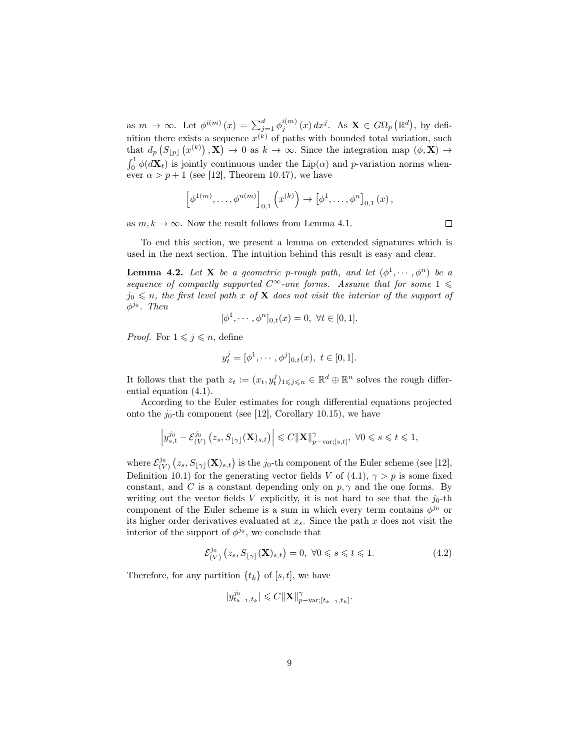as $m \to \infty$. Let $\phi^{i(m)}(x) = \sum_{j=1}^{d} \phi_j^{i(m)}(x)\, dx^j$. As $\mathbf{X} \in G\Omega_p(\mathbb{R}^d)$, by definition there exists a sequence $x^{(k)}$ of paths with bounded total variation, such that $d_p\left(S_{\lfloor p \rfloor}\left(x^{(k)}\right), \mathbf{X}\right) \to 0$ as $k \to \infty$. Since the integration map $(\phi, \mathbf{X}) \to \int_0^1 \phi(d\mathbf{X}_t)$ is jointly continuous under the $\mathrm{Lip}(\alpha)$ and $p$-variation norms whenever $\alpha > p+1$ (see [12], Theorem 10.47), we have

$$\left[\phi^{1(m)}, \ldots, \phi^{n(m)}\right]_{0,1}\left(x^{(k)}\right) \to \left[\phi^1, \ldots, \phi^n\right]_{0,1}(x),$$

as $m, k \to \infty$. Now the result follows from Lemma 4.1. $\square$

To end this section, we present a lemma on extended signatures which is used in the next section. The intuition behind this result is easy and clear.

**Lemma 4.2.** *Let $\mathbf{X}$ be a geometric $p$-rough path, and let $(\phi^1, \cdots, \phi^n)$ be a sequence of compactly supported $C^\infty$-one forms. Assume that for some $1 \leqslant j_0 \leqslant n$, the first level path $x$ of $\mathbf{X}$ does not visit the interior of the support of $\phi^{j_0}$. Then*

$$[\phi^1, \cdots, \phi^n]_{0,t}(x) = 0, \ \forall t \in [0,1].$$

*Proof.* For $1 \leqslant j \leqslant n$, define

$$y_t^j = [\phi^1, \cdots, \phi^j]_{0,t}(x), \ t \in [0,1].$$

It follows that the path $z_t := (x_t, y_t^j)_{1 \leqslant j \leqslant n} \in \mathbb{R}^d \oplus \mathbb{R}^n$ solves the rough differential equation (4.1).

According to the Euler estimates for rough differential equations projected onto the $j_0$-th component (see [12], Corollary 10.15), we have

$$\left| y_{s,t}^{j_0} - \mathcal{E}_{(V)}^{j_0}\left(z_s, S_{\lfloor \gamma \rfloor}(\mathbf{X})_{s,t}\right) \right| \leqslant C \|\mathbf{X}\|_{p-\mathrm{var};[s,t]}^{\gamma}, \ \forall 0 \leqslant s \leqslant t \leqslant 1,$$

where $\mathcal{E}_{(V)}^{j_0}\left(z_s, S_{\lfloor \gamma \rfloor}(\mathbf{X})_{s,t}\right)$ is the $j_0$-th component of the Euler scheme (see [12], Definition 10.1) for the generating vector fields $V$ of (4.1), $\gamma > p$ is some fixed constant, and $C$ is a constant depending only on $p, \gamma$ and the one forms. By writing out the vector fields $V$ explicitly, it is not hard to see that the $j_0$-th component of the Euler scheme is a sum in which every term contains $\phi^{j_0}$ or its higher order derivatives evaluated at $x_s$. Since the path $x$ does not visit the interior of the support of $\phi^{j_0}$, we conclude that

$$\mathcal{E}_{(V)}^{j_0}\left(z_s, S_{\lfloor \gamma \rfloor}(\mathbf{X})_{s,t}\right) = 0, \ \forall 0 \leqslant s \leqslant t \leqslant 1. \tag{4.2}$$

Therefore, for any partition $\{t_k\}$ of $[s,t]$, we have

$$|y_{t_{k-1},t_k}^{j_0}| \leqslant C \|\mathbf{X}\|_{p-\mathrm{var};[t_{k-1},t_k]}^{\gamma}.$$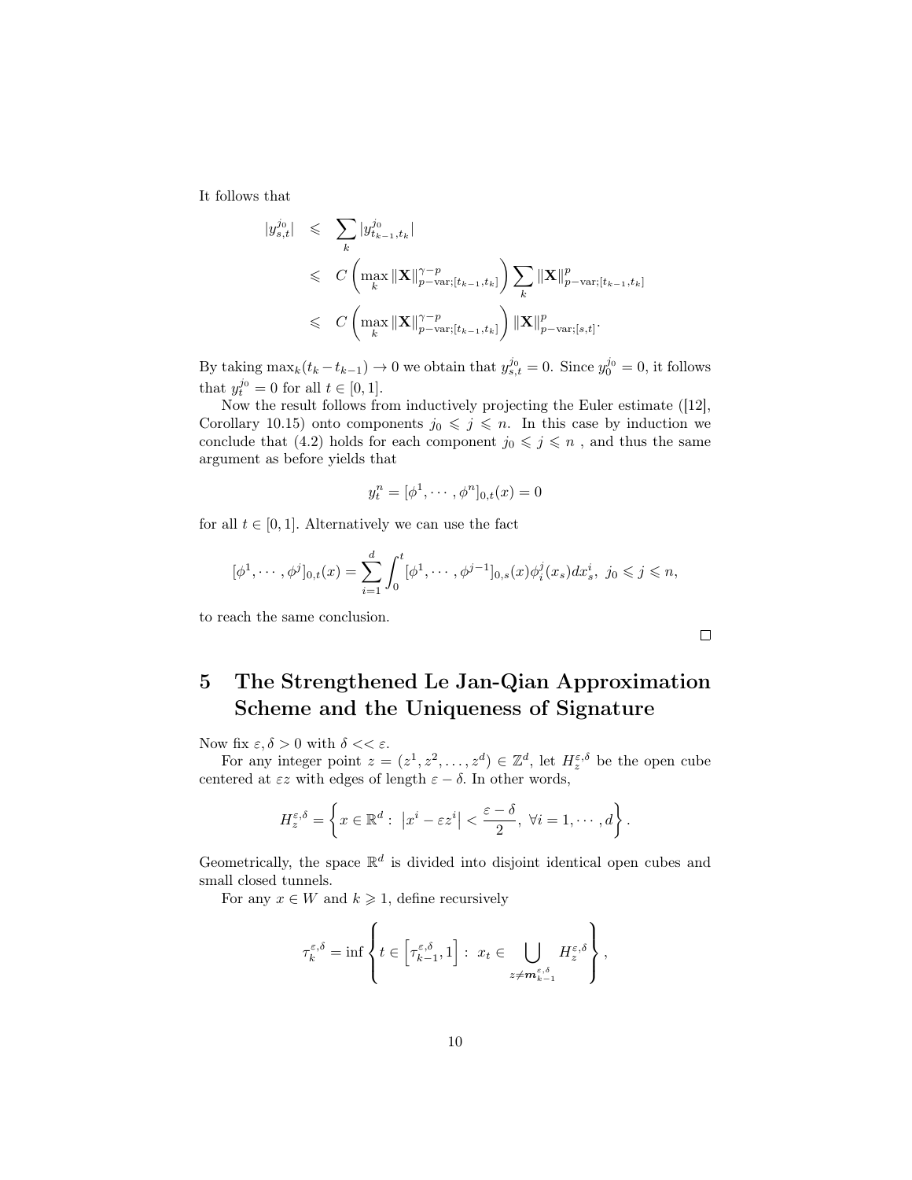It follows that

$$
\begin{aligned}
|y^{j_0}_{s,t}| &\leqslant \sum_k |y^{j_0}_{t_{k-1},t_k}| \\
&\leqslant C\left(\max_k \|\mathbf{X}\|^{\gamma-p}_{p-\text{var};[t_{k-1},t_k]}\right)\sum_k \|\mathbf{X}\|^p_{p-\text{var};[t_{k-1},t_k]} \\
&\leqslant C\left(\max_k \|\mathbf{X}\|^{\gamma-p}_{p-\text{var};[t_{k-1},t_k]}\right)\|\mathbf{X}\|^p_{p-\text{var};[s,t]}.
\end{aligned}
$$

By taking $\max_k(t_k - t_{k-1}) \to 0$ we obtain that $y^{j_0}_{s,t} = 0$. Since $y^{j_0}_0 = 0$, it follows that $y^{j_0}_t = 0$ for all $t \in [0,1]$.

Now the result follows from inductively projecting the Euler estimate ([12], Corollary 10.15) onto components $j_0 \leqslant j \leqslant n$. In this case by induction we conclude that (4.2) holds for each component $j_0 \leqslant j \leqslant n$ , and thus the same argument as before yields that

$$
y^n_t = [\phi^1, \cdots, \phi^n]_{0,t}(x) = 0
$$

for all $t \in [0,1]$. Alternatively we can use the fact

$$
[\phi^1, \cdots, \phi^j]_{0,t}(x) = \sum_{i=1}^d \int_0^t [\phi^1, \cdots, \phi^{j-1}]_{0,s}(x)\phi^j_i(x_s)dx^i_s, \; j_0 \leqslant j \leqslant n,
$$

to reach the same conclusion.

□

# 5 The Strengthened Le Jan-Qian Approximation Scheme and the Uniqueness of Signature

Now fix $\varepsilon, \delta > 0$ with $\delta << \varepsilon$.

For any integer point $z = (z^1, z^2, \ldots, z^d) \in \mathbb{Z}^d$, let $H^{\varepsilon,\delta}_z$ be the open cube centered at $\varepsilon z$ with edges of length $\varepsilon - \delta$. In other words,

$$
H^{\varepsilon,\delta}_z = \left\{ x \in \mathbb{R}^d : \left|x^i - \varepsilon z^i\right| < \frac{\varepsilon - \delta}{2}, \; \forall i = 1, \cdots, d \right\}.
$$

Geometrically, the space $\mathbb{R}^d$ is divided into disjoint identical open cubes and small closed tunnels.

For any $x \in W$ and $k \geqslant 1$, define recursively

$$
\tau^{\varepsilon,\delta}_k = \inf\left\{ t \in \left[\tau^{\varepsilon,\delta}_{k-1}, 1\right] : \; x_t \in \bigcup_{z \neq \boldsymbol{m}^{\varepsilon,\delta}_{k-1}} H^{\varepsilon,\delta}_z \right\},
$$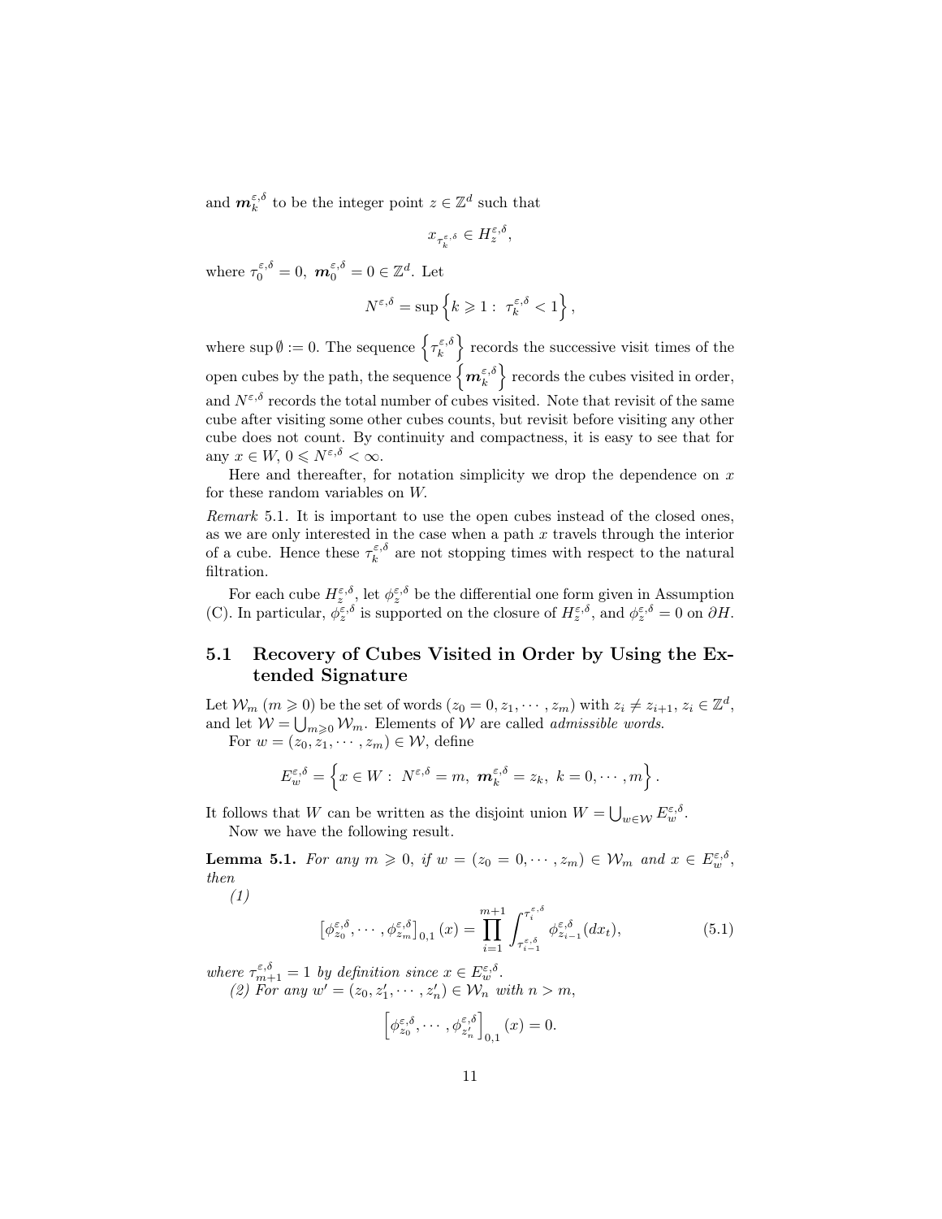and $\boldsymbol{m}_k^{\varepsilon,\delta}$ to be the integer point $z \in \mathbb{Z}^d$ such that

$$x_{\tau_k^{\varepsilon,\delta}} \in H_z^{\varepsilon,\delta},$$

where $\tau_0^{\varepsilon,\delta} = 0$, $\boldsymbol{m}_0^{\varepsilon,\delta} = 0 \in \mathbb{Z}^d$. Let

$$N^{\varepsilon,\delta} = \sup\left\{k \geqslant 1 : \ \tau_k^{\varepsilon,\delta} < 1\right\},$$

where $\sup \emptyset := 0$. The sequence $\left\{\tau_k^{\varepsilon,\delta}\right\}$ records the successive visit times of the open cubes by the path, the sequence $\left\{\boldsymbol{m}_k^{\varepsilon,\delta}\right\}$ records the cubes visited in order, and $N^{\varepsilon,\delta}$ records the total number of cubes visited. Note that revisit of the same cube after visiting some other cubes counts, but revisit before visiting any other cube does not count. By continuity and compactness, it is easy to see that for any $x \in W$, $0 \leqslant N^{\varepsilon,\delta} < \infty$.

Here and thereafter, for notation simplicity we drop the dependence on $x$ for these random variables on $W$.

*Remark* 5.1. It is important to use the open cubes instead of the closed ones, as we are only interested in the case when a path $x$ travels through the interior of a cube. Hence these $\tau_k^{\varepsilon,\delta}$ are not stopping times with respect to the natural filtration.

For each cube $H_z^{\varepsilon,\delta}$, let $\phi_z^{\varepsilon,\delta}$ be the differential one form given in Assumption (C). In particular, $\phi_z^{\varepsilon,\delta}$ is supported on the closure of $H_z^{\varepsilon,\delta}$, and $\phi_z^{\varepsilon,\delta} = 0$ on $\partial H$.

## 5.1 Recovery of Cubes Visited in Order by Using the Extended Signature

Let $\mathcal{W}_m$ ($m \geqslant 0$) be the set of words $(z_0 = 0, z_1, \cdots, z_m)$ with $z_i \neq z_{i+1}$, $z_i \in \mathbb{Z}^d$, and let $\mathcal{W} = \bigcup_{m \geqslant 0} \mathcal{W}_m$. Elements of $\mathcal{W}$ are called *admissible words*.

For $w = (z_0, z_1, \cdots, z_m) \in \mathcal{W}$, define

$$E_w^{\varepsilon,\delta} = \left\{x \in W : \ N^{\varepsilon,\delta} = m, \ \boldsymbol{m}_k^{\varepsilon,\delta} = z_k, \ k = 0, \cdots, m\right\}.$$

It follows that $W$ can be written as the disjoint union $W = \bigcup_{w \in \mathcal{W}} E_w^{\varepsilon,\delta}$.

Now we have the following result.

**Lemma 5.1.** *For any $m \geqslant 0$, if $w = (z_0 = 0, \cdots, z_m) \in \mathcal{W}_m$ and $x \in E_w^{\varepsilon,\delta}$, then*

*(1)*

$$\left[\phi_{z_0}^{\varepsilon,\delta}, \cdots, \phi_{z_m}^{\varepsilon,\delta}\right]_{0,1}(x) = \prod_{i=1}^{m+1} \int_{\tau_{i-1}^{\varepsilon,\delta}}^{\tau_i^{\varepsilon,\delta}} \phi_{z_{i-1}}^{\varepsilon,\delta}(dx_t), \tag{5.1}$$

*where $\tau_{m+1}^{\varepsilon,\delta} = 1$ by definition since $x \in E_w^{\varepsilon,\delta}$.*

*(2) For any $w' = (z_0, z_1', \cdots, z_n') \in \mathcal{W}_n$ with $n > m$,*

$$\left[\phi_{z_0}^{\varepsilon,\delta}, \cdots, \phi_{z_n'}^{\varepsilon,\delta}\right]_{0,1}(x) = 0.$$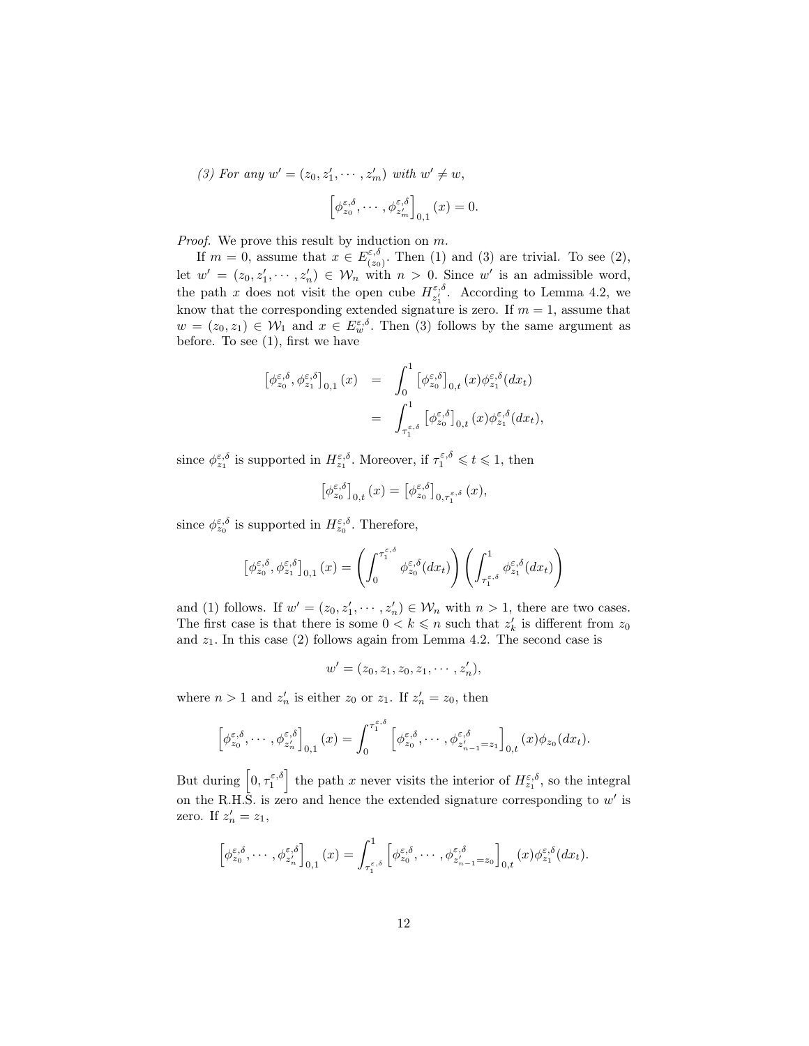*(3) For any $w' = (z_0, z_1', \cdots, z_m')$ with $w' \neq w$,*

$$\left[\phi_{z_0}^{\varepsilon,\delta}, \cdots, \phi_{z_m'}^{\varepsilon,\delta}\right]_{0,1}(x) = 0.$$

*Proof.* We prove this result by induction on $m$.

If $m = 0$, assume that $x \in E_{(z_0)}^{\varepsilon,\delta}$. Then (1) and (3) are trivial. To see (2), let $w' = (z_0, z_1', \cdots, z_n') \in \mathcal{W}_n$ with $n > 0$. Since $w'$ is an admissible word, the path $x$ does not visit the open cube $H_{z_1'}^{\varepsilon,\delta}$. According to Lemma 4.2, we know that the corresponding extended signature is zero. If $m = 1$, assume that $w = (z_0, z_1) \in \mathcal{W}_1$ and $x \in E_w^{\varepsilon,\delta}$. Then (3) follows by the same argument as before. To see (1), first we have

$$\begin{aligned}
\left[\phi_{z_0}^{\varepsilon,\delta}, \phi_{z_1}^{\varepsilon,\delta}\right]_{0,1}(x) &= \int_0^1 \left[\phi_{z_0}^{\varepsilon,\delta}\right]_{0,t}(x)\phi_{z_1}^{\varepsilon,\delta}(dx_t) \\
&= \int_{\tau_1^{\varepsilon,\delta}}^1 \left[\phi_{z_0}^{\varepsilon,\delta}\right]_{0,t}(x)\phi_{z_1}^{\varepsilon,\delta}(dx_t),
\end{aligned}$$

since $\phi_{z_1}^{\varepsilon,\delta}$ is supported in $H_{z_1}^{\varepsilon,\delta}$. Moreover, if $\tau_1^{\varepsilon,\delta} \leqslant t \leqslant 1$, then

$$\left[\phi_{z_0}^{\varepsilon,\delta}\right]_{0,t}(x) = \left[\phi_{z_0}^{\varepsilon,\delta}\right]_{0,\tau_1^{\varepsilon,\delta}}(x),$$

since $\phi_{z_0}^{\varepsilon,\delta}$ is supported in $H_{z_0}^{\varepsilon,\delta}$. Therefore,

$$\left[\phi_{z_0}^{\varepsilon,\delta}, \phi_{z_1}^{\varepsilon,\delta}\right]_{0,1}(x) = \left(\int_0^{\tau_1^{\varepsilon,\delta}} \phi_{z_0}^{\varepsilon,\delta}(dx_t)\right)\left(\int_{\tau_1^{\varepsilon,\delta}}^1 \phi_{z_1}^{\varepsilon,\delta}(dx_t)\right)$$

and (1) follows. If $w' = (z_0, z_1', \cdots, z_n') \in \mathcal{W}_n$ with $n > 1$, there are two cases. The first case is that there is some $0 < k \leqslant n$ such that $z_k'$ is different from $z_0$ and $z_1$. In this case (2) follows again from Lemma 4.2. The second case is

$$w' = (z_0, z_1, z_0, z_1, \cdots, z_n'),$$

where $n > 1$ and $z_n'$ is either $z_0$ or $z_1$. If $z_n' = z_0$, then

$$\left[\phi_{z_0}^{\varepsilon,\delta}, \cdots, \phi_{z_n'}^{\varepsilon,\delta}\right]_{0,1}(x) = \int_0^{\tau_1^{\varepsilon,\delta}} \left[\phi_{z_0}^{\varepsilon,\delta}, \cdots, \phi_{z_{n-1}'=z_1}^{\varepsilon,\delta}\right]_{0,t}(x)\phi_{z_0}(dx_t).$$

But during $\left[0, \tau_1^{\varepsilon,\delta}\right]$ the path $x$ never visits the interior of $H_{z_1}^{\varepsilon,\delta}$, so the integral on the R.H.S. is zero and hence the extended signature corresponding to $w'$ is zero. If $z_n' = z_1$,

$$\left[\phi_{z_0}^{\varepsilon,\delta}, \cdots, \phi_{z_n'}^{\varepsilon,\delta}\right]_{0,1}(x) = \int_{\tau_1^{\varepsilon,\delta}}^1 \left[\phi_{z_0}^{\varepsilon,\delta}, \cdots, \phi_{z_{n-1}'=z_0}^{\varepsilon,\delta}\right]_{0,t}(x)\phi_{z_1}^{\varepsilon,\delta}(dx_t).$$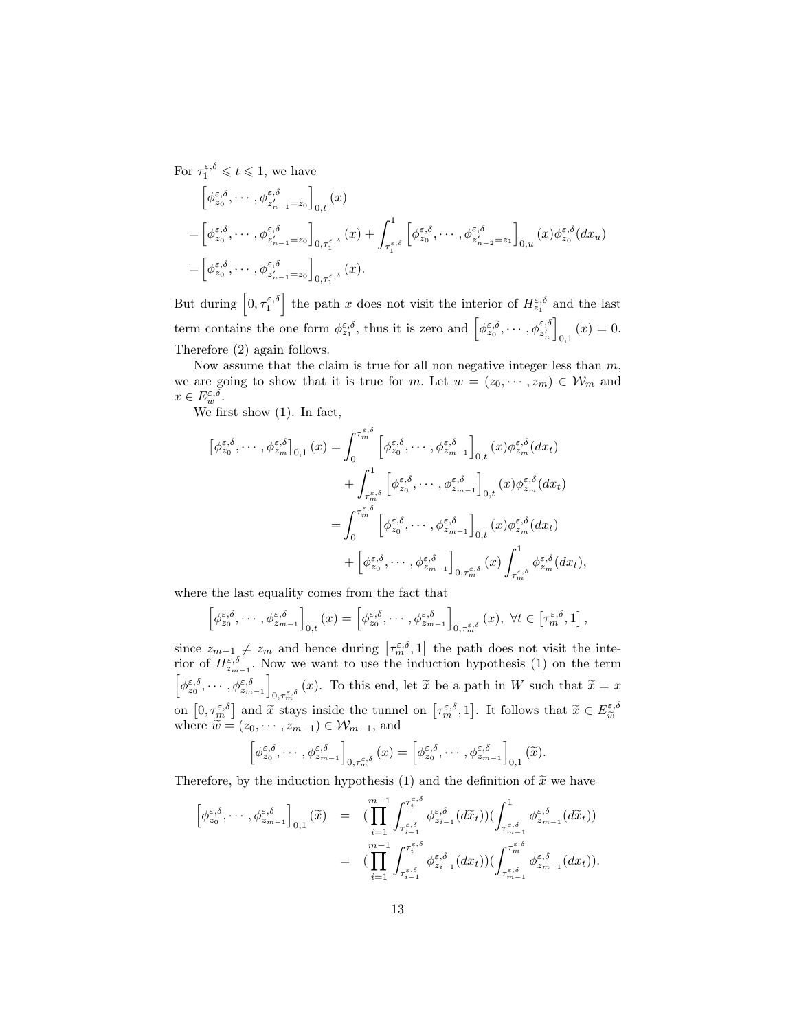For $\tau_1^{\varepsilon,\delta} \leqslant t \leqslant 1$, we have

$$
\begin{aligned}
&\left[\phi_{z_0}^{\varepsilon,\delta}, \cdots, \phi_{z'_{n-1}=z_0}^{\varepsilon,\delta}\right]_{0,t}(x) \\
&= \left[\phi_{z_0}^{\varepsilon,\delta}, \cdots, \phi_{z'_{n-1}=z_0}^{\varepsilon,\delta}\right]_{0,\tau_1^{\varepsilon,\delta}}(x) + \int_{\tau_1^{\varepsilon,\delta}}^1 \left[\phi_{z_0}^{\varepsilon,\delta}, \cdots, \phi_{z'_{n-2}=z_1}^{\varepsilon,\delta}\right]_{0,u}(x)\phi_{z_0}^{\varepsilon,\delta}(dx_u) \\
&= \left[\phi_{z_0}^{\varepsilon,\delta}, \cdots, \phi_{z'_{n-1}=z_0}^{\varepsilon,\delta}\right]_{0,\tau_1^{\varepsilon,\delta}}(x).
\end{aligned}
$$

But during $\left[0, \tau_1^{\varepsilon,\delta}\right]$ the path $x$ does not visit the interior of $H_{z_1}^{\varepsilon,\delta}$ and the last term contains the one form $\phi_{z_1}^{\varepsilon,\delta}$, thus it is zero and $\left[\phi_{z_0}^{\varepsilon,\delta}, \cdots, \phi_{z'_n}^{\varepsilon,\delta}\right]_{0,1}(x) = 0$. Therefore (2) again follows.

Now assume that the claim is true for all non negative integer less than $m$, we are going to show that it is true for $m$. Let $w = (z_0, \cdots, z_m) \in \mathcal{W}_m$ and $x \in E_w^{\varepsilon,\delta}$.

We first show (1). In fact,

$$
\begin{aligned}
\left[\phi_{z_0}^{\varepsilon,\delta}, \cdots, \phi_{z_m}^{\varepsilon,\delta}\right]_{0,1}(x) &= \int_0^{\tau_m^{\varepsilon,\delta}} \left[\phi_{z_0}^{\varepsilon,\delta}, \cdots, \phi_{z_{m-1}}^{\varepsilon,\delta}\right]_{0,t}(x)\phi_{z_m}^{\varepsilon,\delta}(dx_t) \\
&\quad + \int_{\tau_m^{\varepsilon,\delta}}^1 \left[\phi_{z_0}^{\varepsilon,\delta}, \cdots, \phi_{z_{m-1}}^{\varepsilon,\delta}\right]_{0,t}(x)\phi_{z_m}^{\varepsilon,\delta}(dx_t) \\
&= \int_0^{\tau_m^{\varepsilon,\delta}} \left[\phi_{z_0}^{\varepsilon,\delta}, \cdots, \phi_{z_{m-1}}^{\varepsilon,\delta}\right]_{0,t}(x)\phi_{z_m}^{\varepsilon,\delta}(dx_t) \\
&\quad + \left[\phi_{z_0}^{\varepsilon,\delta}, \cdots, \phi_{z_{m-1}}^{\varepsilon,\delta}\right]_{0,\tau_m^{\varepsilon,\delta}}(x) \int_{\tau_m^{\varepsilon,\delta}}^1 \phi_{z_m}^{\varepsilon,\delta}(dx_t),
\end{aligned}
$$

where the last equality comes from the fact that

$$
\left[\phi_{z_0}^{\varepsilon,\delta}, \cdots, \phi_{z_{m-1}}^{\varepsilon,\delta}\right]_{0,t}(x) = \left[\phi_{z_0}^{\varepsilon,\delta}, \cdots, \phi_{z_{m-1}}^{\varepsilon,\delta}\right]_{0,\tau_m^{\varepsilon,\delta}}(x), \ \forall t \in \left[\tau_m^{\varepsilon,\delta}, 1\right],
$$

since $z_{m-1} \neq z_m$ and hence during $\left[\tau_m^{\varepsilon,\delta}, 1\right]$ the path does not visit the interior of $H_{z_{m-1}}^{\varepsilon,\delta}$. Now we want to use the induction hypothesis (1) on the term $\left[\phi_{z_0}^{\varepsilon,\delta}, \cdots, \phi_{z_{m-1}}^{\varepsilon,\delta}\right]_{0,\tau_m^{\varepsilon,\delta}}(x)$. To this end, let $\widetilde{x}$ be a path in $W$ such that $\widetilde{x} = x$ on $\left[0, \tau_m^{\varepsilon,\delta}\right]$ and $\widetilde{x}$ stays inside the tunnel on $\left[\tau_m^{\varepsilon,\delta}, 1\right]$. It follows that $\widetilde{x} \in E_{\widetilde{w}}^{\varepsilon,\delta}$ where $\widetilde{w} = (z_0, \cdots, z_{m-1}) \in \mathcal{W}_{m-1}$, and

$$
\left[\phi_{z_0}^{\varepsilon,\delta}, \cdots, \phi_{z_{m-1}}^{\varepsilon,\delta}\right]_{0,\tau_m^{\varepsilon,\delta}}(x) = \left[\phi_{z_0}^{\varepsilon,\delta}, \cdots, \phi_{z_{m-1}}^{\varepsilon,\delta}\right]_{0,1}(\widetilde{x}).
$$

Therefore, by the induction hypothesis (1) and the definition of $\widetilde{x}$ we have

$$
\begin{aligned}
\left[\phi_{z_0}^{\varepsilon,\delta}, \cdots, \phi_{z_{m-1}}^{\varepsilon,\delta}\right]_{0,1}(\widetilde{x}) &= \left(\prod_{i=1}^{m-1} \int_{\tau_{i-1}^{\varepsilon,\delta}}^{\tau_i^{\varepsilon,\delta}} \phi_{z_{i-1}}^{\varepsilon,\delta}(d\widetilde{x}_t)\right)\left(\int_{\tau_{m-1}^{\varepsilon,\delta}}^1 \phi_{z_{m-1}}^{\varepsilon,\delta}(d\widetilde{x}_t)\right) \\
&= \left(\prod_{i=1}^{m-1} \int_{\tau_{i-1}^{\varepsilon,\delta}}^{\tau_i^{\varepsilon,\delta}} \phi_{z_{i-1}}^{\varepsilon,\delta}(dx_t)\right)\left(\int_{\tau_{m-1}^{\varepsilon,\delta}}^{\tau_m^{\varepsilon,\delta}} \phi_{z_{m-1}}^{\varepsilon,\delta}(dx_t)\right).
\end{aligned}
$$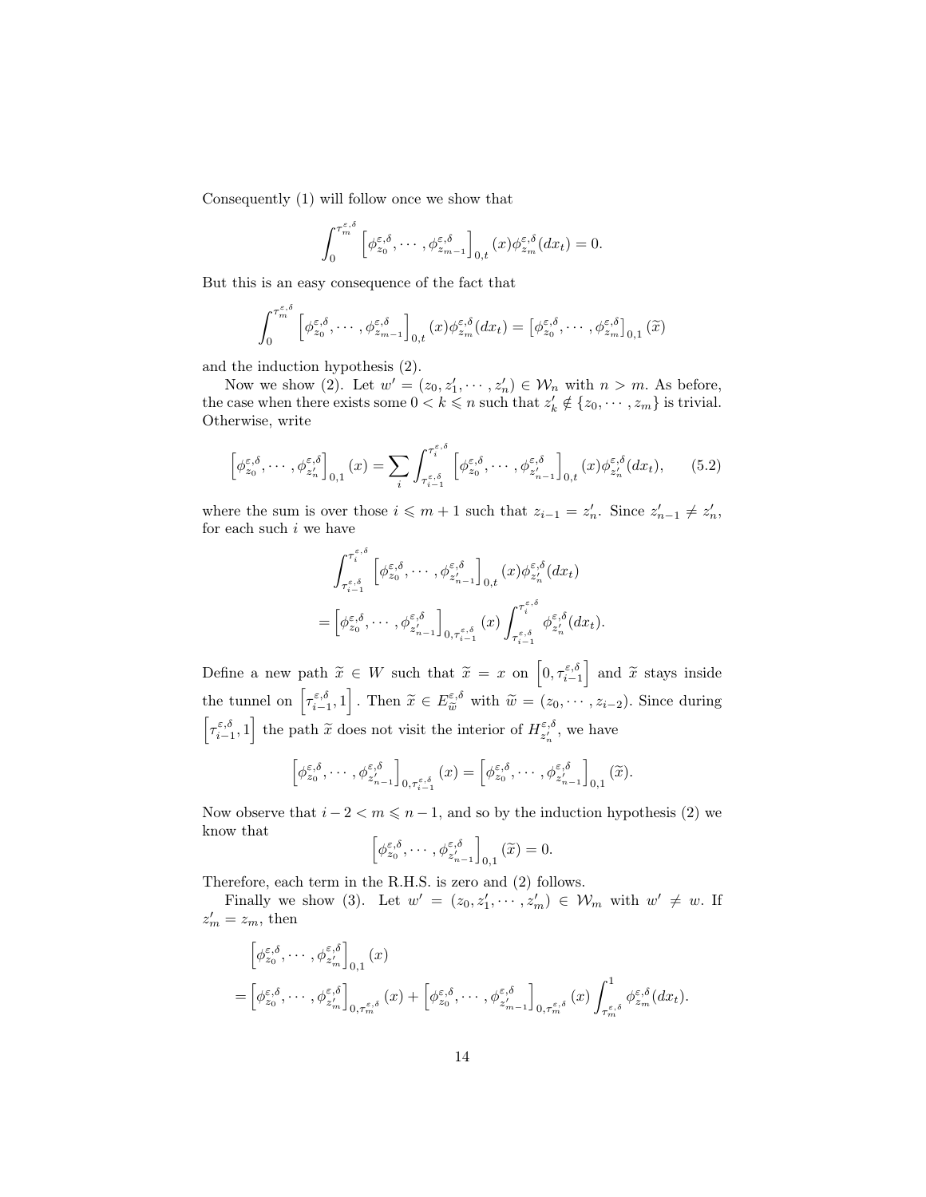Consequently (1) will follow once we show that

$$\int_0^{\tau_m^{\varepsilon,\delta}} \left[\phi_{z_0}^{\varepsilon,\delta}, \cdots, \phi_{z_{m-1}}^{\varepsilon,\delta}\right]_{0,t}(x)\phi_{z_m}^{\varepsilon,\delta}(dx_t) = 0.$$

But this is an easy consequence of the fact that

$$\int_0^{\tau_m^{\varepsilon,\delta}} \left[\phi_{z_0}^{\varepsilon,\delta}, \cdots, \phi_{z_{m-1}}^{\varepsilon,\delta}\right]_{0,t}(x)\phi_{z_m}^{\varepsilon,\delta}(dx_t) = \left[\phi_{z_0}^{\varepsilon,\delta}, \cdots, \phi_{z_m}^{\varepsilon,\delta}\right]_{0,1}(\widetilde{x})$$

and the induction hypothesis (2).

Now we show (2). Let $w' = (z_0, z_1', \cdots, z_n') \in \mathcal{W}_n$ with $n > m$. As before, the case when there exists some $0 < k \leqslant n$ such that $z_k' \notin \{z_0, \cdots, z_m\}$ is trivial. Otherwise, write

$$\left[\phi_{z_0}^{\varepsilon,\delta}, \cdots, \phi_{z_n'}^{\varepsilon,\delta}\right]_{0,1}(x) = \sum_i \int_{\tau_{i-1}^{\varepsilon,\delta}}^{\tau_i^{\varepsilon,\delta}} \left[\phi_{z_0}^{\varepsilon,\delta}, \cdots, \phi_{z_{n-1}'}^{\varepsilon,\delta}\right]_{0,t}(x)\phi_{z_n'}^{\varepsilon,\delta}(dx_t), \qquad (5.2)$$

where the sum is over those $i \leqslant m+1$ such that $z_{i-1} = z_n'$. Since $z_{n-1}' \neq z_n'$, for each such $i$ we have

$$\begin{aligned}
&\int_{\tau_{i-1}^{\varepsilon,\delta}}^{\tau_i^{\varepsilon,\delta}} \left[\phi_{z_0}^{\varepsilon,\delta}, \cdots, \phi_{z_{n-1}'}^{\varepsilon,\delta}\right]_{0,t}(x)\phi_{z_n'}^{\varepsilon,\delta}(dx_t) \\
&= \left[\phi_{z_0}^{\varepsilon,\delta}, \cdots, \phi_{z_{n-1}'}^{\varepsilon,\delta}\right]_{0,\tau_{i-1}^{\varepsilon,\delta}}(x) \int_{\tau_{i-1}^{\varepsilon,\delta}}^{\tau_i^{\varepsilon,\delta}} \phi_{z_n'}^{\varepsilon,\delta}(dx_t).
\end{aligned}$$

Define a new path $\widetilde{x} \in W$ such that $\widetilde{x} = x$ on $\left[0, \tau_{i-1}^{\varepsilon,\delta}\right]$ and $\widetilde{x}$ stays inside the tunnel on $\left[\tau_{i-1}^{\varepsilon,\delta}, 1\right]$. Then $\widetilde{x} \in E_{\widetilde{w}}^{\varepsilon,\delta}$ with $\widetilde{w} = (z_0, \cdots, z_{i-2})$. Since during $\left[\tau_{i-1}^{\varepsilon,\delta}, 1\right]$ the path $\widetilde{x}$ does not visit the interior of $H_{z_n'}^{\varepsilon,\delta}$, we have

$$\left[\phi_{z_0}^{\varepsilon,\delta}, \cdots, \phi_{z_{n-1}'}^{\varepsilon,\delta}\right]_{0,\tau_{i-1}^{\varepsilon,\delta}}(x) = \left[\phi_{z_0}^{\varepsilon,\delta}, \cdots, \phi_{z_{n-1}'}^{\varepsilon,\delta}\right]_{0,1}(\widetilde{x}).$$

Now observe that $i - 2 < m \leqslant n - 1$, and so by the induction hypothesis (2) we know that

$$\left[\phi_{z_0}^{\varepsilon,\delta}, \cdots, \phi_{z_{n-1}'}^{\varepsilon,\delta}\right]_{0,1}(\widetilde{x}) = 0.$$

Therefore, each term in the R.H.S. is zero and (2) follows.

Finally we show (3). Let $w' = (z_0, z_1', \cdots, z_m') \in \mathcal{W}_m$ with $w' \neq w$. If $z_m' = z_m$, then

$$\begin{aligned}
&\left[\phi_{z_0}^{\varepsilon,\delta}, \cdots, \phi_{z_m'}^{\varepsilon,\delta}\right]_{0,1}(x) \\
&= \left[\phi_{z_0}^{\varepsilon,\delta}, \cdots, \phi_{z_m'}^{\varepsilon,\delta}\right]_{0,\tau_m^{\varepsilon,\delta}}(x) + \left[\phi_{z_0}^{\varepsilon,\delta}, \cdots, \phi_{z_{m-1}'}^{\varepsilon,\delta}\right]_{0,\tau_m^{\varepsilon,\delta}}(x) \int_{\tau_m^{\varepsilon,\delta}}^1 \phi_{z_m}^{\varepsilon,\delta}(dx_t).
\end{aligned}$$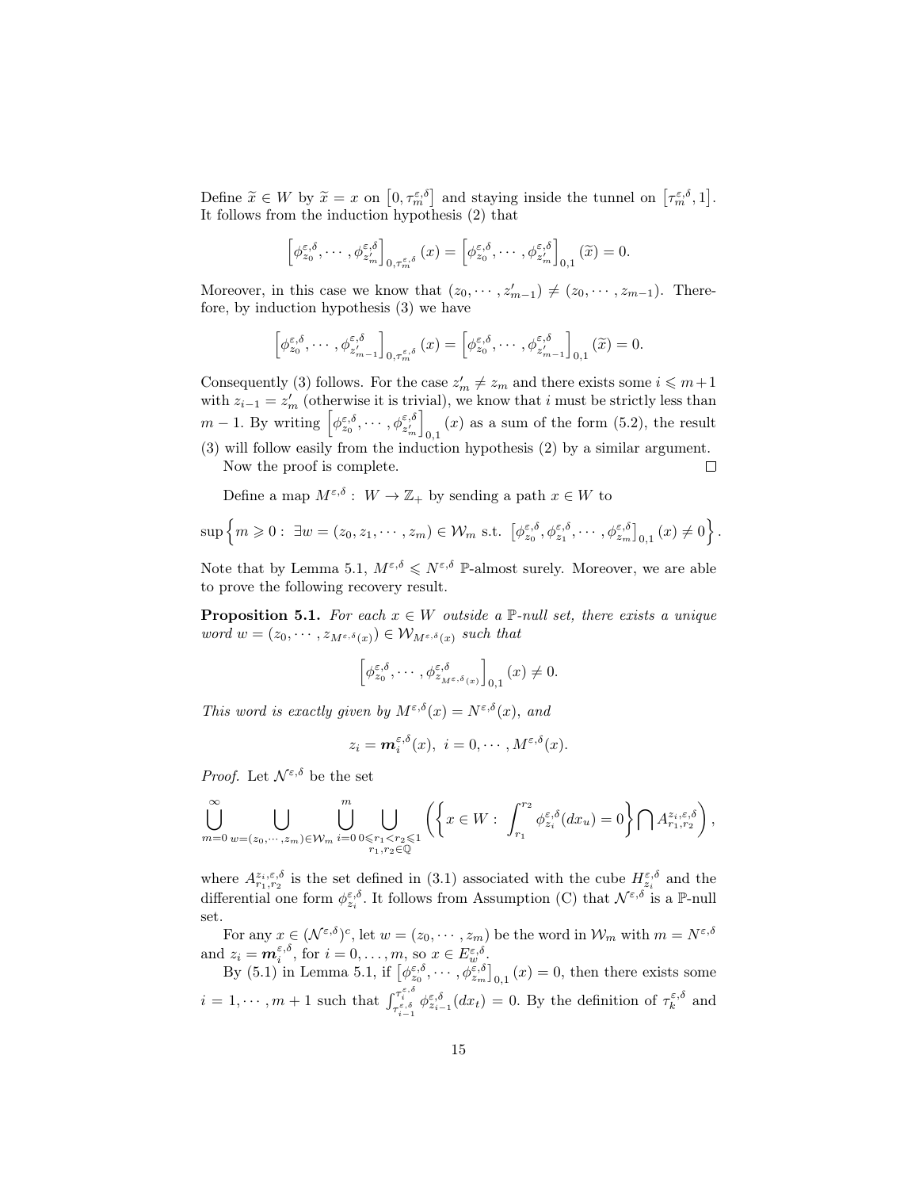Define $\widetilde{x} \in W$ by $\widetilde{x} = x$ on $\left[0, \tau_m^{\varepsilon,\delta}\right]$ and staying inside the tunnel on $\left[\tau_m^{\varepsilon,\delta}, 1\right]$. It follows from the induction hypothesis (2) that

$$\left[\phi_{z_0}^{\varepsilon,\delta}, \cdots, \phi_{z_m'}^{\varepsilon,\delta}\right]_{0,\tau_m^{\varepsilon,\delta}}(x) = \left[\phi_{z_0}^{\varepsilon,\delta}, \cdots, \phi_{z_m'}^{\varepsilon,\delta}\right]_{0,1}(\widetilde{x}) = 0.$$

Moreover, in this case we know that $(z_0, \cdots, z_{m-1}') \neq (z_0, \cdots, z_{m-1})$. Therefore, by induction hypothesis (3) we have

$$\left[\phi_{z_0}^{\varepsilon,\delta}, \cdots, \phi_{z_{m-1}'}^{\varepsilon,\delta}\right]_{0,\tau_m^{\varepsilon,\delta}}(x) = \left[\phi_{z_0}^{\varepsilon,\delta}, \cdots, \phi_{z_{m-1}'}^{\varepsilon,\delta}\right]_{0,1}(\widetilde{x}) = 0.$$

Consequently (3) follows. For the case $z_m' \neq z_m$ and there exists some $i \leqslant m+1$ with $z_{i-1} = z_m'$ (otherwise it is trivial), we know that $i$ must be strictly less than $m-1$. By writing $\left[\phi_{z_0}^{\varepsilon,\delta}, \cdots, \phi_{z_m'}^{\varepsilon,\delta}\right]_{0,1}(x)$ as a sum of the form (5.2), the result (3) will follow easily from the induction hypothesis (2) by a similar argument.

Now the proof is complete. $\square$

Define a map $M^{\varepsilon,\delta}: W \to \mathbb{Z}_+$ by sending a path $x \in W$ to

$$\sup\left\{m \geqslant 0 : \ \exists w = (z_0, z_1, \cdots, z_m) \in \mathcal{W}_m \text{ s.t. } \left[\phi_{z_0}^{\varepsilon,\delta}, \phi_{z_1}^{\varepsilon,\delta}, \cdots, \phi_{z_m}^{\varepsilon,\delta}\right]_{0,1}(x) \neq 0\right\}.$$

Note that by Lemma 5.1, $M^{\varepsilon,\delta} \leqslant N^{\varepsilon,\delta}$ $\mathbb{P}$-almost surely. Moreover, we are able to prove the following recovery result.

**Proposition 5.1.** *For each $x \in W$ outside a $\mathbb{P}$-null set, there exists a unique word $w = (z_0, \cdots, z_{M^{\varepsilon,\delta}(x)}) \in \mathcal{W}_{M^{\varepsilon,\delta}(x)}$ such that*

$$\left[\phi_{z_0}^{\varepsilon,\delta}, \cdots, \phi_{z_{M^{\varepsilon,\delta}(x)}}^{\varepsilon,\delta}\right]_{0,1}(x) \neq 0.$$

*This word is exactly given by $M^{\varepsilon,\delta}(x) = N^{\varepsilon,\delta}(x)$, and*

$$z_i = \boldsymbol{m}_i^{\varepsilon,\delta}(x), \ i = 0, \cdots, M^{\varepsilon,\delta}(x).$$

*Proof.* Let $\mathcal{N}^{\varepsilon,\delta}$ be the set

$$\bigcup_{m=0}^{\infty} \bigcup_{w=(z_0,\cdots,z_m)\in\mathcal{W}_m} \bigcup_{i=0}^{m} \bigcup_{\substack{0\leqslant r_1<r_2\leqslant 1 \\ r_1,r_2\in\mathbb{Q}}} \left(\left\{x \in W : \int_{r_1}^{r_2} \phi_{z_i}^{\varepsilon,\delta}(dx_u) = 0\right\} \bigcap A_{r_1,r_2}^{z_i,\varepsilon,\delta}\right),$$

where $A_{r_1,r_2}^{z_i,\varepsilon,\delta}$ is the set defined in (3.1) associated with the cube $H_{z_i}^{\varepsilon,\delta}$ and the differential one form $\phi_{z_i}^{\varepsilon,\delta}$. It follows from Assumption (C) that $\mathcal{N}^{\varepsilon,\delta}$ is a $\mathbb{P}$-null set.

For any $x \in (\mathcal{N}^{\varepsilon,\delta})^c$, let $w = (z_0, \cdots, z_m)$ be the word in $\mathcal{W}_m$ with $m = N^{\varepsilon,\delta}$ and $z_i = \boldsymbol{m}_i^{\varepsilon,\delta}$, for $i = 0, \ldots, m$, so $x \in E_w^{\varepsilon,\delta}$.

By (5.1) in Lemma 5.1, if $\left[\phi_{z_0}^{\varepsilon,\delta}, \cdots, \phi_{z_m}^{\varepsilon,\delta}\right]_{0,1}(x) = 0$, then there exists some $i = 1, \cdots, m+1$ such that $\int_{\tau_{i-1}^{\varepsilon,\delta}}^{\tau_i^{\varepsilon,\delta}} \phi_{z_{i-1}}^{\varepsilon,\delta}(dx_t) = 0$. By the definition of $\tau_k^{\varepsilon,\delta}$ and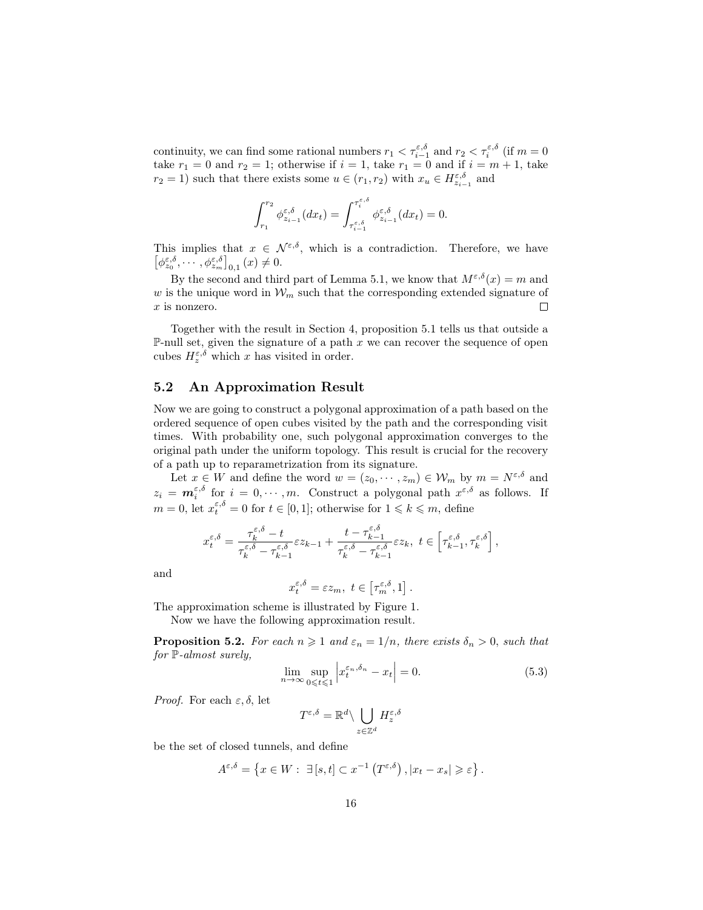continuity, we can find some rational numbers $r_1 < \tau_{i-1}^{\varepsilon,\delta}$ and $r_2 < \tau_i^{\varepsilon,\delta}$ (if $m = 0$ take $r_1 = 0$ and $r_2 = 1$; otherwise if $i = 1$, take $r_1 = 0$ and if $i = m+1$, take $r_2 = 1$) such that there exists some $u \in (r_1, r_2)$ with $x_u \in H_{z_{i-1}}^{\varepsilon,\delta}$ and

$$\int_{r_1}^{r_2} \phi_{z_{i-1}}^{\varepsilon,\delta}(dx_t) = \int_{\tau_{i-1}^{\varepsilon,\delta}}^{\tau_i^{\varepsilon,\delta}} \phi_{z_{i-1}}^{\varepsilon,\delta}(dx_t) = 0.$$

This implies that $x \in \mathcal{N}^{\varepsilon,\delta}$, which is a contradiction. Therefore, we have $\left[\phi_{z_0}^{\varepsilon,\delta}, \cdots, \phi_{z_m}^{\varepsilon,\delta}\right]_{0,1}(x) \neq 0$.

By the second and third part of Lemma 5.1, we know that $M^{\varepsilon,\delta}(x) = m$ and $w$ is the unique word in $\mathcal{W}_m$ such that the corresponding extended signature of $x$ is nonzero. $\square$

Together with the result in Section 4, proposition 5.1 tells us that outside a $\mathbb{P}$-null set, given the signature of a path $x$ we can recover the sequence of open cubes $H_z^{\varepsilon,\delta}$ which $x$ has visited in order.

## 5.2 An Approximation Result

Now we are going to construct a polygonal approximation of a path based on the ordered sequence of open cubes visited by the path and the corresponding visit times. With probability one, such polygonal approximation converges to the original path under the uniform topology. This result is crucial for the recovery of a path up to reparametrization from its signature.

Let $x \in W$ and define the word $w = (z_0, \cdots, z_m) \in \mathcal{W}_m$ by $m = N^{\varepsilon,\delta}$ and $z_i = \boldsymbol{m}_i^{\varepsilon,\delta}$ for $i = 0, \cdots, m$. Construct a polygonal path $x^{\varepsilon,\delta}$ as follows. If $m = 0$, let $x_t^{\varepsilon,\delta} = 0$ for $t \in [0,1]$; otherwise for $1 \leqslant k \leqslant m$, define

$$x_t^{\varepsilon,\delta} = \frac{\tau_k^{\varepsilon,\delta} - t}{\tau_k^{\varepsilon,\delta} - \tau_{k-1}^{\varepsilon,\delta}} \varepsilon z_{k-1} + \frac{t - \tau_{k-1}^{\varepsilon,\delta}}{\tau_k^{\varepsilon,\delta} - \tau_{k-1}^{\varepsilon,\delta}} \varepsilon z_k, \ t \in \left[\tau_{k-1}^{\varepsilon,\delta}, \tau_k^{\varepsilon,\delta}\right],$$

and

$$x_t^{\varepsilon,\delta} = \varepsilon z_m, \ t \in \left[\tau_m^{\varepsilon,\delta}, 1\right].$$

The approximation scheme is illustrated by Figure 1.

Now we have the following approximation result.

**Proposition 5.2.** *For each $n \geqslant 1$ and $\varepsilon_n = 1/n$, there exists $\delta_n > 0$, such that for $\mathbb{P}$-almost surely,*

$$\lim_{n \to \infty} \sup_{0 \leqslant t \leqslant 1} \left| x_t^{\varepsilon_n,\delta_n} - x_t \right| = 0. \tag{5.3}$$

*Proof.* For each $\varepsilon, \delta$, let

$$T^{\varepsilon,\delta} = \mathbb{R}^d \backslash \bigcup_{z \in \mathbb{Z}^d} H_z^{\varepsilon,\delta}$$

be the set of closed tunnels, and define

$$A^{\varepsilon,\delta} = \left\{ x \in W : \ \exists [s,t] \subset x^{-1}\left(T^{\varepsilon,\delta}\right), |x_t - x_s| \geqslant \varepsilon \right\}.$$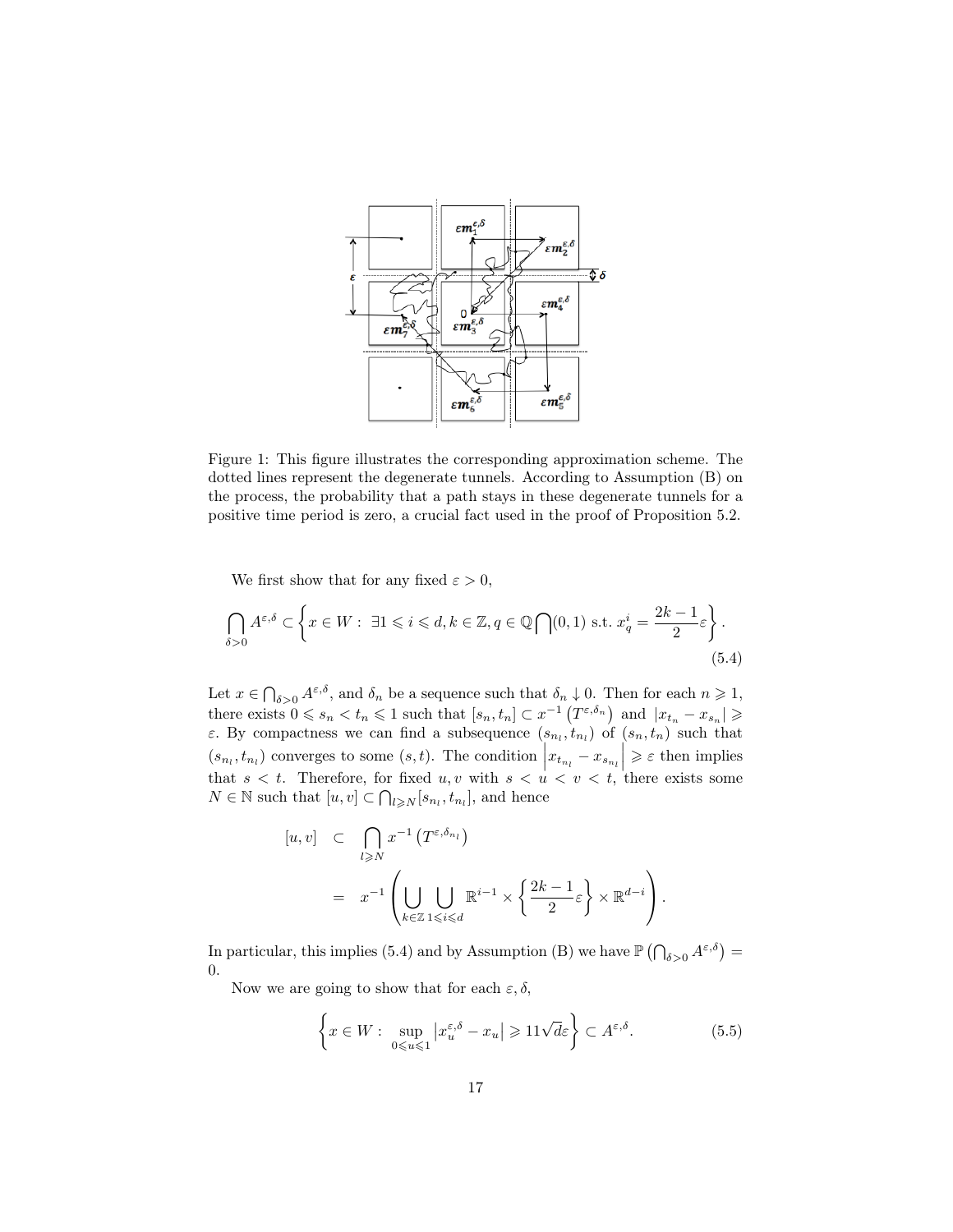Figure 1: This figure illustrates the corresponding approximation scheme. The dotted lines represent the degenerate tunnels. According to Assumption (B) on the process, the probability that a path stays in these degenerate tunnels for a positive time period is zero, a crucial fact used in the proof of Proposition 5.2.

We first show that for any fixed $\varepsilon > 0$,

$$\bigcap_{\delta>0} A^{\varepsilon,\delta} \subset \left\{ x \in W : \exists 1 \leqslant i \leqslant d, k \in \mathbb{Z}, q \in \mathbb{Q} \bigcap (0,1) \text{ s.t. } x_q^i = \frac{2k-1}{2}\varepsilon \right\}. \tag{5.4}$$

Let $x \in \bigcap_{\delta>0} A^{\varepsilon,\delta}$, and $\delta_n$ be a sequence such that $\delta_n \downarrow 0$. Then for each $n \geqslant 1$, there exists $0 \leqslant s_n < t_n \leqslant 1$ such that $[s_n, t_n] \subset x^{-1}(T^{\varepsilon,\delta_n})$ and $|x_{t_n} - x_{s_n}| \geqslant \varepsilon$. By compactness we can find a subsequence $(s_{n_l}, t_{n_l})$ of $(s_n, t_n)$ such that $(s_{n_l}, t_{n_l})$ converges to some $(s,t)$. The condition $\left|x_{t_{n_l}} - x_{s_{n_l}}\right| \geqslant \varepsilon$ then implies that $s < t$. Therefore, for fixed $u, v$ with $s < u < v < t$, there exists some $N \in \mathbb{N}$ such that $[u,v] \subset \bigcap_{l \geqslant N} [s_{n_l}, t_{n_l}]$, and hence

$$\begin{aligned}
[u,v] &\subset \bigcap_{l \geqslant N} x^{-1}\left(T^{\varepsilon,\delta_{n_l}}\right) \\
&= x^{-1}\left( \bigcup_{k\in\mathbb{Z}} \bigcup_{1\leqslant i \leqslant d} \mathbb{R}^{i-1} \times \left\{ \frac{2k-1}{2}\varepsilon \right\} \times \mathbb{R}^{d-i} \right).
\end{aligned}$$

In particular, this implies (5.4) and by Assumption (B) we have $\mathbb{P}\left(\bigcap_{\delta>0} A^{\varepsilon,\delta}\right) = 0$.

Now we are going to show that for each $\varepsilon, \delta$,

$$\left\{ x \in W : \sup_{0\leqslant u \leqslant 1} \left| x_u^{\varepsilon,\delta} - x_u \right| \geqslant 11\sqrt{d}\varepsilon \right\} \subset A^{\varepsilon,\delta}. \tag{5.5}$$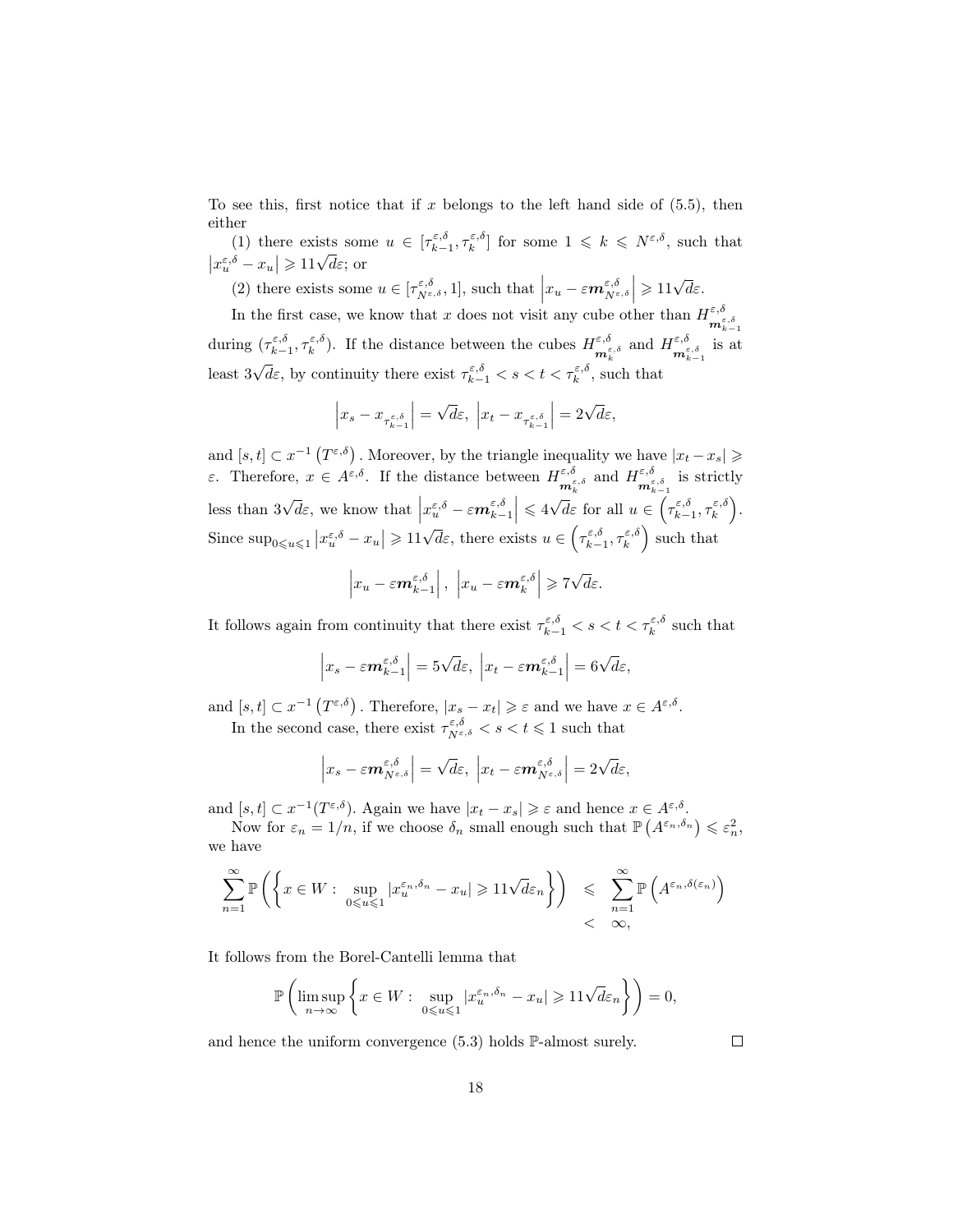To see this, first notice that if $x$ belongs to the left hand side of (5.5), then either

(1) there exists some $u \in [\tau_{k-1}^{\varepsilon,\delta}, \tau_k^{\varepsilon,\delta}]$ for some $1 \leqslant k \leqslant N^{\varepsilon,\delta}$, such that $\left|x_u^{\varepsilon,\delta} - x_u\right| \geqslant 11\sqrt{d}\varepsilon$; or

(2) there exists some $u \in [\tau_{N^{\varepsilon,\delta}}^{\varepsilon,\delta}, 1]$, such that $\left|x_u - \varepsilon \boldsymbol{m}_{N^{\varepsilon,\delta}}^{\varepsilon,\delta}\right| \geqslant 11\sqrt{d}\varepsilon$.

In the first case, we know that $x$ does not visit any cube other than $H_{\boldsymbol{m}_{k-1}^{\varepsilon,\delta}}^{\varepsilon,\delta}$ during $(\tau_{k-1}^{\varepsilon,\delta}, \tau_k^{\varepsilon,\delta})$. If the distance between the cubes $H_{\boldsymbol{m}_k^{\varepsilon,\delta}}^{\varepsilon,\delta}$ and $H_{\boldsymbol{m}_{k-1}^{\varepsilon,\delta}}^{\varepsilon,\delta}$ is at least $3\sqrt{d}\varepsilon$, by continuity there exist $\tau_{k-1}^{\varepsilon,\delta} < s < t < \tau_k^{\varepsilon,\delta}$, such that

$$\left|x_s - x_{\tau_{k-1}^{\varepsilon,\delta}}\right| = \sqrt{d}\varepsilon, \ \left|x_t - x_{\tau_{k-1}^{\varepsilon,\delta}}\right| = 2\sqrt{d}\varepsilon,$$

and $[s,t] \subset x^{-1}\left(T^{\varepsilon,\delta}\right)$. Moreover, by the triangle inequality we have $|x_t - x_s| \geqslant \varepsilon$. Therefore, $x \in A^{\varepsilon,\delta}$. If the distance between $H_{\boldsymbol{m}_k^{\varepsilon,\delta}}^{\varepsilon,\delta}$ and $H_{\boldsymbol{m}_{k-1}^{\varepsilon,\delta}}^{\varepsilon,\delta}$ is strictly less than $3\sqrt{d}\varepsilon$, we know that $\left|x_u^{\varepsilon,\delta} - \varepsilon \boldsymbol{m}_{k-1}^{\varepsilon,\delta}\right| \leqslant 4\sqrt{d}\varepsilon$ for all $u \in \left(\tau_{k-1}^{\varepsilon,\delta}, \tau_k^{\varepsilon,\delta}\right)$. Since $\sup_{0 \leqslant u \leqslant 1}\left|x_u^{\varepsilon,\delta} - x_u\right| \geqslant 11\sqrt{d}\varepsilon$, there exists $u \in \left(\tau_{k-1}^{\varepsilon,\delta}, \tau_k^{\varepsilon,\delta}\right)$ such that

$$\left|x_u - \varepsilon \boldsymbol{m}_{k-1}^{\varepsilon,\delta}\right|, \ \left|x_u - \varepsilon \boldsymbol{m}_k^{\varepsilon,\delta}\right| \geqslant 7\sqrt{d}\varepsilon.$$

It follows again from continuity that there exist $\tau_{k-1}^{\varepsilon,\delta} < s < t < \tau_k^{\varepsilon,\delta}$ such that

$$\left|x_s - \varepsilon \boldsymbol{m}_{k-1}^{\varepsilon,\delta}\right| = 5\sqrt{d}\varepsilon, \ \left|x_t - \varepsilon \boldsymbol{m}_{k-1}^{\varepsilon,\delta}\right| = 6\sqrt{d}\varepsilon,$$

and $[s,t] \subset x^{-1}\left(T^{\varepsilon,\delta}\right)$. Therefore, $|x_s - x_t| \geqslant \varepsilon$ and we have $x \in A^{\varepsilon,\delta}$.

In the second case, there exist $\tau_{N^{\varepsilon,\delta}}^{\varepsilon,\delta} < s < t \leqslant 1$ such that

$$\left|x_s - \varepsilon \boldsymbol{m}_{N^{\varepsilon,\delta}}^{\varepsilon,\delta}\right| = \sqrt{d}\varepsilon, \ \left|x_t - \varepsilon \boldsymbol{m}_{N^{\varepsilon,\delta}}^{\varepsilon,\delta}\right| = 2\sqrt{d}\varepsilon,$$

and $[s,t] \subset x^{-1}(T^{\varepsilon,\delta})$. Again we have $|x_t - x_s| \geqslant \varepsilon$ and hence $x \in A^{\varepsilon,\delta}$.

Now for $\varepsilon_n = 1/n$, if we choose $\delta_n$ small enough such that $\mathbb{P}\left(A^{\varepsilon_n,\delta_n}\right) \leqslant \varepsilon_n^2$, we have

$$\begin{aligned}
\sum_{n=1}^{\infty} \mathbb{P}\left(\left\{x \in W : \sup_{0 \leqslant u \leqslant 1} |x_u^{\varepsilon_n,\delta_n} - x_u| \geqslant 11\sqrt{d}\varepsilon_n\right\}\right) &\leqslant \sum_{n=1}^{\infty} \mathbb{P}\left(A^{\varepsilon_n,\delta(\varepsilon_n)}\right) \\
&< \infty,
\end{aligned}$$

It follows from the Borel-Cantelli lemma that

$$\mathbb{P}\left(\limsup_{n\to\infty}\left\{x \in W : \sup_{0 \leqslant u \leqslant 1} |x_u^{\varepsilon_n,\delta_n} - x_u| \geqslant 11\sqrt{d}\varepsilon_n\right\}\right) = 0,$$

and hence the uniform convergence (5.3) holds $\mathbb{P}$-almost surely. $\square$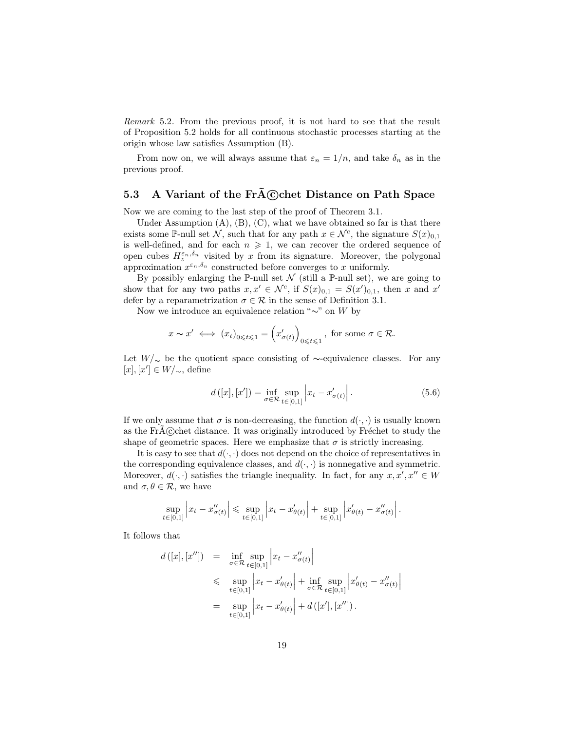*Remark* 5.2. From the previous proof, it is not hard to see that the result of Proposition 5.2 holds for all continuous stochastic processes starting at the origin whose law satisfies Assumption (B).

From now on, we will always assume that $\varepsilon_n = 1/n$, and take $\delta_n$ as in the previous proof.

### 5.3 A Variant of the FrÃ©chet Distance on Path Space

Now we are coming to the last step of the proof of Theorem 3.1.

Under Assumption (A), (B), (C), what we have obtained so far is that there exists some $\mathbb{P}$-null set $\mathcal{N}$, such that for any path $x \in \mathcal{N}^c$, the signature $S(x)_{0,1}$ is well-defined, and for each $n \geqslant 1$, we can recover the ordered sequence of open cubes $H_z^{\varepsilon_n,\delta_n}$ visited by $x$ from its signature. Moreover, the polygonal approximation $x^{\varepsilon_n,\delta_n}$ constructed before converges to $x$ uniformly.

By possibly enlarging the $\mathbb{P}$-null set $\mathcal{N}$ (still a $\mathbb{P}$-null set), we are going to show that for any two paths $x, x' \in \mathcal{N}^c$, if $S(x)_{0,1} = S(x')_{0,1}$, then $x$ and $x'$ defer by a reparametrization $\sigma \in \mathcal{R}$ in the sense of Definition 3.1.

Now we introduce an equivalence relation "$\sim$" on $W$ by

$$x \sim x' \iff (x_t)_{0 \leqslant t \leqslant 1} = \left(x'_{\sigma(t)}\right)_{0 \leqslant t \leqslant 1}, \text{ for some } \sigma \in \mathcal{R}.$$

Let $W/_\sim$ be the quotient space consisting of $\sim$-equivalence classes. For any $[x], [x'] \in W/_\sim$, define

$$d([x],[x']) = \inf_{\sigma \in \mathcal{R}} \sup_{t \in [0,1]} \left| x_t - x'_{\sigma(t)} \right|. \tag{5.6}$$

If we only assume that $\sigma$ is non-decreasing, the function $d(\cdot,\cdot)$ is usually known as the FrÃ©chet distance. It was originally introduced by Fréchet to study the shape of geometric spaces. Here we emphasize that $\sigma$ is strictly increasing.

It is easy to see that $d(\cdot,\cdot)$ does not depend on the choice of representatives in the corresponding equivalence classes, and $d(\cdot,\cdot)$ is nonnegative and symmetric. Moreover, $d(\cdot,\cdot)$ satisfies the triangle inequality. In fact, for any $x, x', x'' \in W$ and $\sigma, \theta \in \mathcal{R}$, we have

$$\sup_{t \in [0,1]} \left| x_t - x''_{\sigma(t)} \right| \leqslant \sup_{t \in [0,1]} \left| x_t - x'_{\theta(t)} \right| + \sup_{t \in [0,1]} \left| x'_{\theta(t)} - x''_{\sigma(t)} \right|.$$

It follows that

$$\begin{aligned}
d([x],[x'']) &= \inf_{\sigma \in \mathcal{R}} \sup_{t \in [0,1]} \left| x_t - x''_{\sigma(t)} \right| \\
&\leqslant \sup_{t \in [0,1]} \left| x_t - x'_{\theta(t)} \right| + \inf_{\sigma \in \mathcal{R}} \sup_{t \in [0,1]} \left| x'_{\theta(t)} - x''_{\sigma(t)} \right| \\
&= \sup_{t \in [0,1]} \left| x_t - x'_{\theta(t)} \right| + d([x'],[x'']).
\end{aligned}$$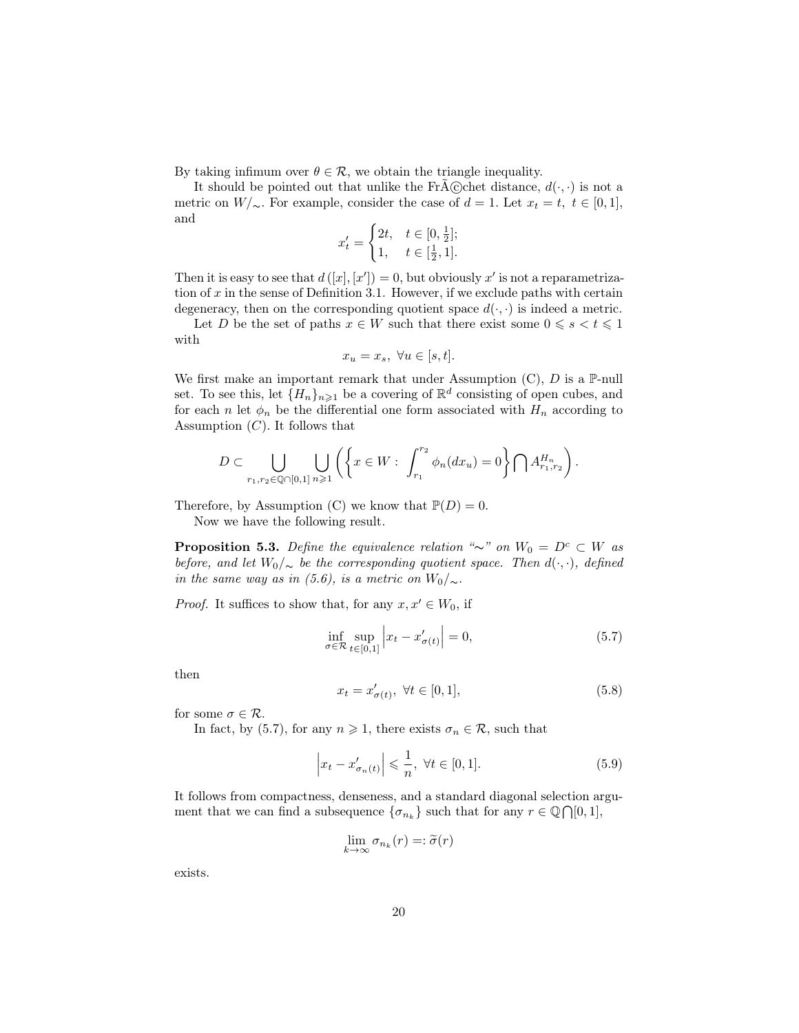By taking infimum over $\theta \in \mathcal{R}$, we obtain the triangle inequality.

It should be pointed out that unlike the FrÃ©chet distance, $d(\cdot,\cdot)$ is not a metric on $W/_\sim$. For example, consider the case of $d=1$. Let $x_t = t,\ t\in[0,1]$, and

$$x'_t = \begin{cases} 2t, & t\in[0,\frac{1}{2}]; \\ 1, & t\in[\frac{1}{2},1]. \end{cases}$$

Then it is easy to see that $d([x],[x'])=0$, but obviously $x'$ is not a reparametrization of $x$ in the sense of Definition 3.1. However, if we exclude paths with certain degeneracy, then on the corresponding quotient space $d(\cdot,\cdot)$ is indeed a metric.

Let $D$ be the set of paths $x\in W$ such that there exist some $0\leqslant s<t\leqslant 1$ with

$$x_u = x_s,\ \forall u\in[s,t].$$

We first make an important remark that under Assumption (C), $D$ is a $\mathbb{P}$-null set. To see this, let $\{H_n\}_{n\geqslant 1}$ be a covering of $\mathbb{R}^d$ consisting of open cubes, and for each $n$ let $\phi_n$ be the differential one form associated with $H_n$ according to Assumption $(C)$. It follows that

$$D\subset \bigcup_{r_1,r_2\in\mathbb{Q}\cap[0,1]}\bigcup_{n\geqslant 1}\left(\left\{x\in W:\ \int_{r_1}^{r_2}\phi_n(dx_u)=0\right\}\bigcap A^{H_n}_{r_1,r_2}\right).$$

Therefore, by Assumption (C) we know that $\mathbb{P}(D)=0$.

Now we have the following result.

**Proposition 5.3.** *Define the equivalence relation "$\sim$" on $W_0 = D^c\subset W$ as before, and let $W_0/_\sim$ be the corresponding quotient space. Then $d(\cdot,\cdot)$, defined in the same way as in (5.6), is a metric on $W_0/_\sim$.*

*Proof.* It suffices to show that, for any $x,x'\in W_0$, if

$$\inf_{\sigma\in\mathcal{R}}\sup_{t\in[0,1]}\left|x_t - x'_{\sigma(t)}\right| = 0, \tag{5.7}$$

then

$$x_t = x'_{\sigma(t)},\ \forall t\in[0,1], \tag{5.8}$$

for some $\sigma\in\mathcal{R}$.

In fact, by (5.7), for any $n\geqslant 1$, there exists $\sigma_n\in\mathcal{R}$, such that

$$\left|x_t - x'_{\sigma_n(t)}\right| \leqslant \frac{1}{n},\ \forall t\in[0,1]. \tag{5.9}$$

It follows from compactness, denseness, and a standard diagonal selection argument that we can find a subsequence $\{\sigma_{n_k}\}$ such that for any $r\in\mathbb{Q}\bigcap[0,1]$,

$$\lim_{k\to\infty}\sigma_{n_k}(r) =: \widetilde{\sigma}(r)$$

exists.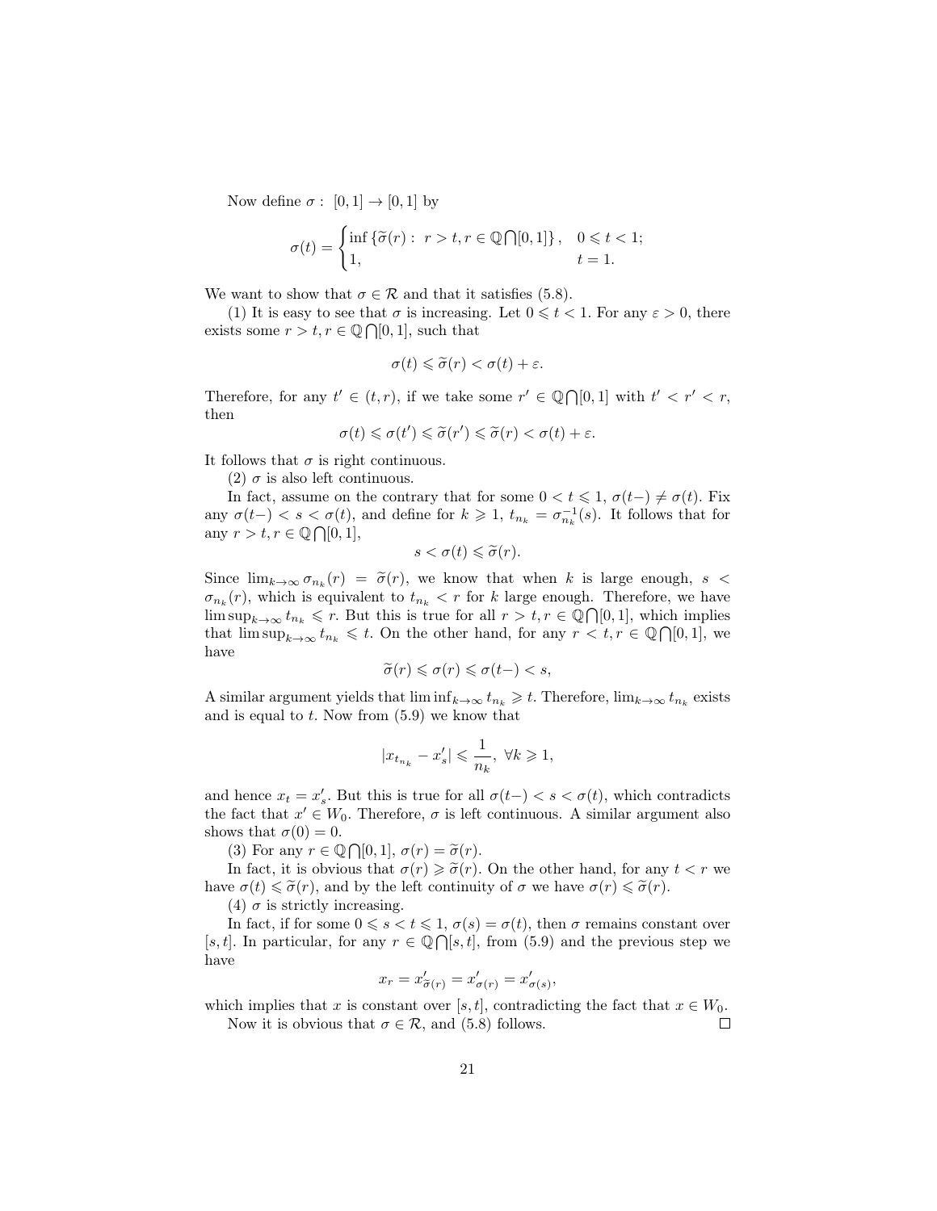Now define $\sigma: [0,1] \to [0,1]$ by

$$\sigma(t) = \begin{cases} \inf\left\{\widetilde{\sigma}(r) : r > t, r \in \mathbb{Q}\bigcap[0,1]\right\}, & 0 \leqslant t < 1; \\ 1, & t = 1. \end{cases}$$

We want to show that $\sigma \in \mathcal{R}$ and that it satisfies (5.8).

(1) It is easy to see that $\sigma$ is increasing. Let $0 \leqslant t < 1$. For any $\varepsilon > 0$, there exists some $r > t, r \in \mathbb{Q}\bigcap[0,1]$, such that

$$\sigma(t) \leqslant \widetilde{\sigma}(r) < \sigma(t) + \varepsilon.$$

Therefore, for any $t' \in (t, r)$, if we take some $r' \in \mathbb{Q}\bigcap[0,1]$ with $t' < r' < r$, then

$$\sigma(t) \leqslant \sigma(t') \leqslant \widetilde{\sigma}(r') \leqslant \widetilde{\sigma}(r) < \sigma(t) + \varepsilon.$$

It follows that $\sigma$ is right continuous.

(2) $\sigma$ is also left continuous.

In fact, assume on the contrary that for some $0 < t \leqslant 1$, $\sigma(t-) \neq \sigma(t)$. Fix any $\sigma(t-) < s < \sigma(t)$, and define for $k \geqslant 1$, $t_{n_k} = \sigma_{n_k}^{-1}(s)$. It follows that for any $r > t, r \in \mathbb{Q}\bigcap[0,1]$,

$$s < \sigma(t) \leqslant \widetilde{\sigma}(r).$$

Since $\lim_{k\to\infty} \sigma_{n_k}(r) = \widetilde{\sigma}(r)$, we know that when $k$ is large enough, $s < \sigma_{n_k}(r)$, which is equivalent to $t_{n_k} < r$ for $k$ large enough. Therefore, we have $\limsup_{k\to\infty} t_{n_k} \leqslant r$. But this is true for all $r > t, r \in \mathbb{Q}\bigcap[0,1]$, which implies that $\limsup_{k\to\infty} t_{n_k} \leqslant t$. On the other hand, for any $r < t, r \in \mathbb{Q}\bigcap[0,1]$, we have

$$\widetilde{\sigma}(r) \leqslant \sigma(r) \leqslant \sigma(t-) < s,$$

A similar argument yields that $\liminf_{k\to\infty} t_{n_k} \geqslant t$. Therefore, $\lim_{k\to\infty} t_{n_k}$ exists and is equal to $t$. Now from (5.9) we know that

$$|x_{t_{n_k}} - x'_s| \leqslant \frac{1}{n_k}, \ \forall k \geqslant 1,$$

and hence $x_t = x'_s$. But this is true for all $\sigma(t-) < s < \sigma(t)$, which contradicts the fact that $x' \in W_0$. Therefore, $\sigma$ is left continuous. A similar argument also shows that $\sigma(0) = 0$.

(3) For any $r \in \mathbb{Q}\bigcap[0,1]$, $\sigma(r) = \widetilde{\sigma}(r)$.

In fact, it is obvious that $\sigma(r) \geqslant \widetilde{\sigma}(r)$. On the other hand, for any $t < r$ we have $\sigma(t) \leqslant \widetilde{\sigma}(r)$, and by the left continuity of $\sigma$ we have $\sigma(r) \leqslant \widetilde{\sigma}(r)$.

(4) $\sigma$ is strictly increasing.

In fact, if for some $0 \leqslant s < t \leqslant 1$, $\sigma(s) = \sigma(t)$, then $\sigma$ remains constant over $[s,t]$. In particular, for any $r \in \mathbb{Q}\bigcap[s,t]$, from (5.9) and the previous step we have

$$x_r = x'_{\widetilde{\sigma}(r)} = x'_{\sigma(r)} = x'_{\sigma(s)},$$

which implies that $x$ is constant over $[s,t]$, contradicting the fact that $x \in W_0$.

Now it is obvious that $\sigma \in \mathcal{R}$, and (5.8) follows. □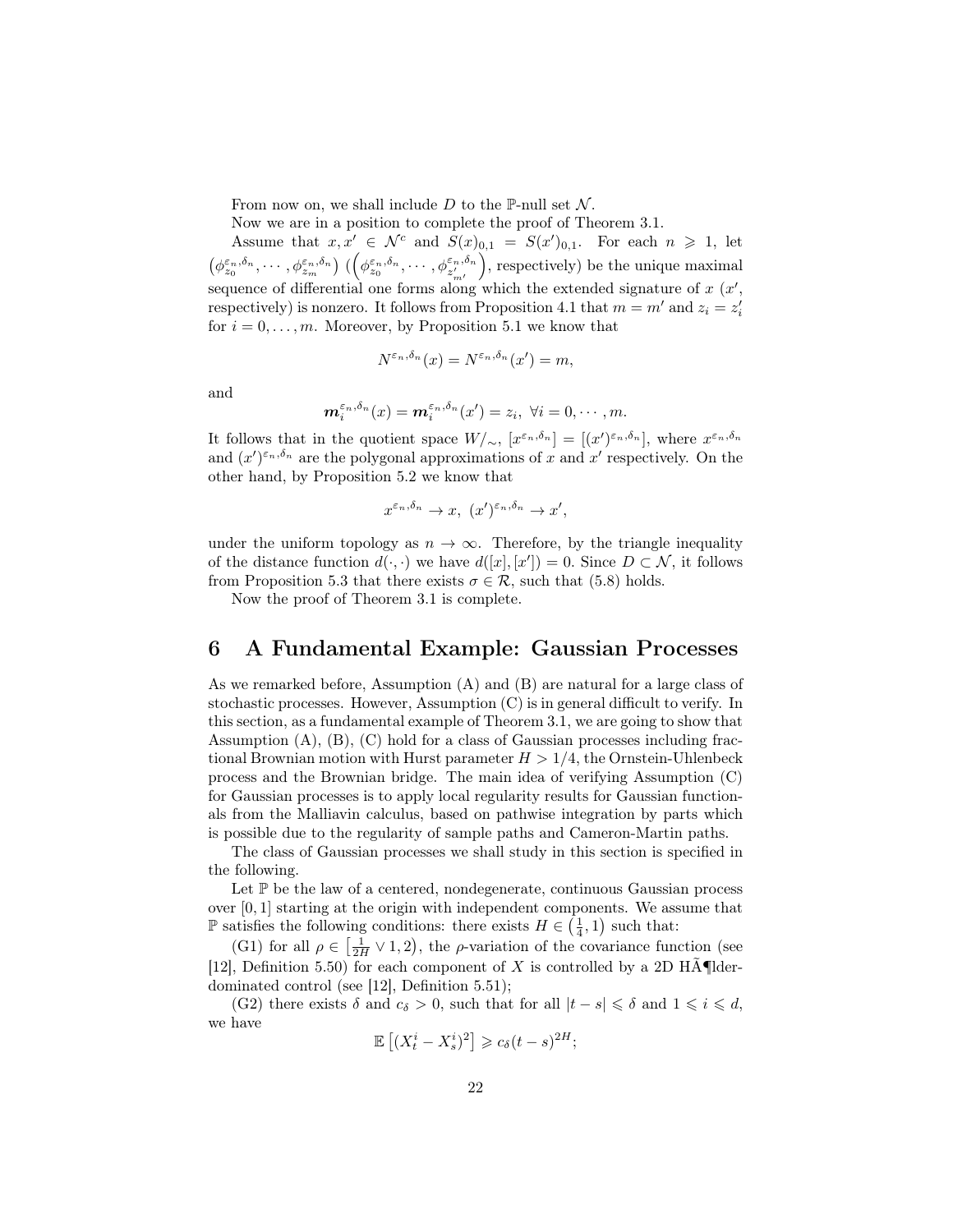From now on, we shall include $D$ to the $\mathbb{P}$-null set $\mathcal{N}$.

Now we are in a position to complete the proof of Theorem 3.1.

Assume that $x, x' \in \mathcal{N}^c$ and $S(x)_{0,1} = S(x')_{0,1}$. For each $n \geqslant 1$, let $\left(\phi_{z_0}^{\varepsilon_n,\delta_n}, \cdots, \phi_{z_m}^{\varepsilon_n,\delta_n}\right)$ $\left(\left(\phi_{z_0'}^{\varepsilon_n,\delta_n}, \cdots, \phi_{z_{m'}'}^{\varepsilon_n,\delta_n}\right)\right.$, respectively) be the unique maximal sequence of differential one forms along which the extended signature of $x$ ($x'$, respectively) is nonzero. It follows from Proposition 4.1 that $m = m'$ and $z_i = z_i'$ for $i = 0, \ldots, m$. Moreover, by Proposition 5.1 we know that

$$N^{\varepsilon_n,\delta_n}(x) = N^{\varepsilon_n,\delta_n}(x') = m,$$

and

$$\boldsymbol{m}_i^{\varepsilon_n,\delta_n}(x) = \boldsymbol{m}_i^{\varepsilon_n,\delta_n}(x') = z_i,\ \forall i = 0, \cdots, m.$$

It follows that in the quotient space $W/_\sim$, $[x^{\varepsilon_n,\delta_n}] = [(x')^{\varepsilon_n,\delta_n}]$, where $x^{\varepsilon_n,\delta_n}$ and $(x')^{\varepsilon_n,\delta_n}$ are the polygonal approximations of $x$ and $x'$ respectively. On the other hand, by Proposition 5.2 we know that

$$x^{\varepsilon_n,\delta_n} \to x,\ (x')^{\varepsilon_n,\delta_n} \to x',$$

under the uniform topology as $n \to \infty$. Therefore, by the triangle inequality of the distance function $d(\cdot, \cdot)$ we have $d([x], [x']) = 0$. Since $D \subset \mathcal{N}$, it follows from Proposition 5.3 that there exists $\sigma \in \mathcal{R}$, such that (5.8) holds.

Now the proof of Theorem 3.1 is complete.

# 6 A Fundamental Example: Gaussian Processes

As we remarked before, Assumption (A) and (B) are natural for a large class of stochastic processes. However, Assumption (C) is in general difficult to verify. In this section, as a fundamental example of Theorem 3.1, we are going to show that Assumption (A), (B), (C) hold for a class of Gaussian processes including fractional Brownian motion with Hurst parameter $H > 1/4$, the Ornstein-Uhlenbeck process and the Brownian bridge. The main idea of verifying Assumption (C) for Gaussian processes is to apply local regularity results for Gaussian functionals from the Malliavin calculus, based on pathwise integration by parts which is possible due to the regularity of sample paths and Cameron-Martin paths.

The class of Gaussian processes we shall study in this section is specified in the following.

Let $\mathbb{P}$ be the law of a centered, nondegenerate, continuous Gaussian process over $[0, 1]$ starting at the origin with independent components. We assume that $\mathbb{P}$ satisfies the following conditions: there exists $H \in \left(\frac{1}{4}, 1\right)$ such that:

(G1) for all $\rho \in \left[\frac{1}{2H} \vee 1, 2\right)$, the $\rho$-variation of the covariance function (see [12], Definition 5.50) for each component of $X$ is controlled by a 2D HÃ¶lder-dominated control (see [12], Definition 5.51);

(G2) there exists $\delta$ and $c_\delta > 0$, such that for all $|t - s| \leqslant \delta$ and $1 \leqslant i \leqslant d$, we have

$$\mathbb{E}\left[(X_t^i - X_s^i)^2\right] \geqslant c_\delta (t - s)^{2H};$$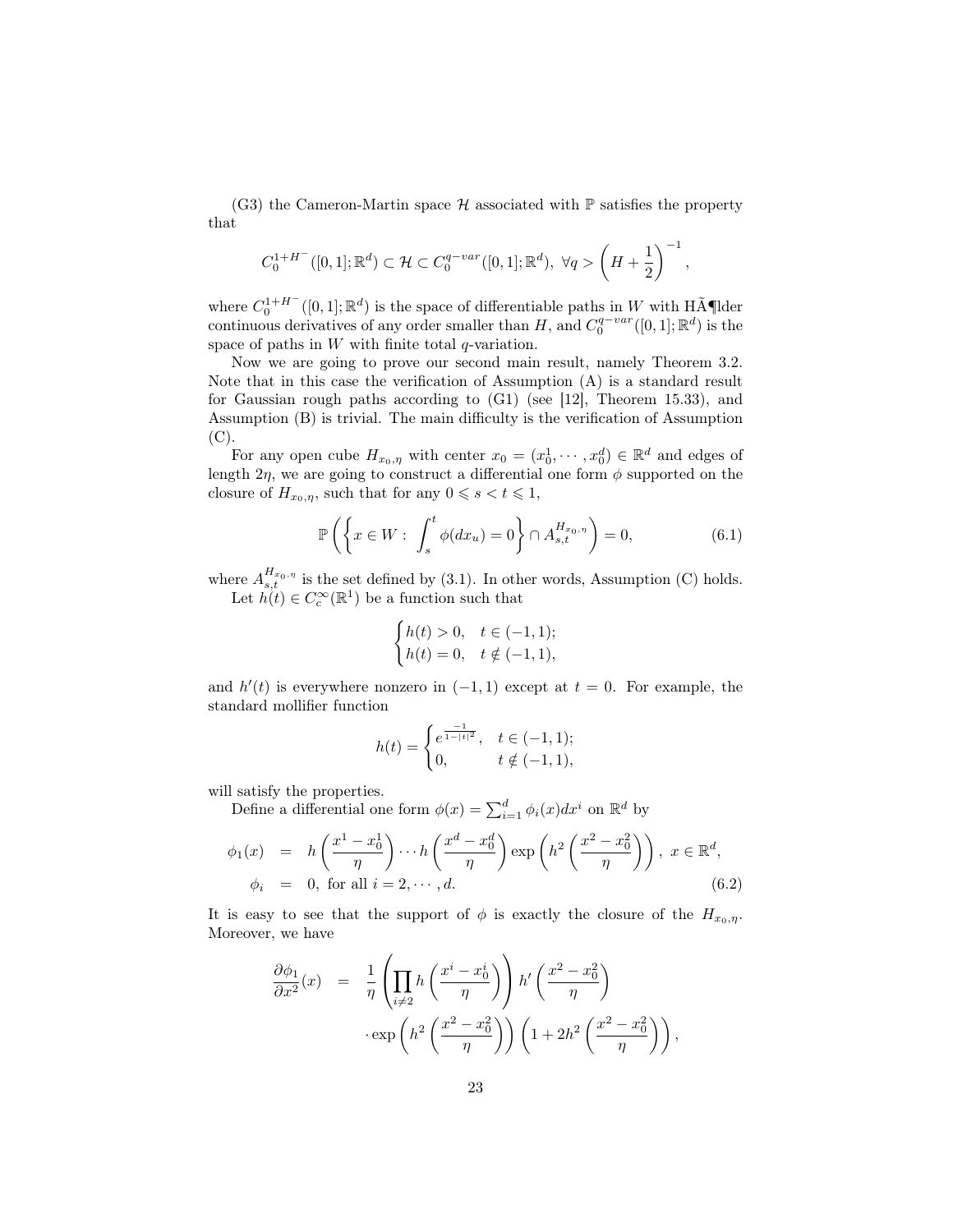(G3) the Cameron-Martin space $\mathcal{H}$ associated with $\mathbb{P}$ satisfies the property that

$$C_0^{1+H^-}([0,1];\mathbb{R}^d) \subset \mathcal{H} \subset C_0^{q-var}([0,1];\mathbb{R}^d), \ \forall q > \left(H + \frac{1}{2}\right)^{-1},$$

where $C_0^{1+H^-}([0,1];\mathbb{R}^d)$ is the space of differentiable paths in $W$ with HÃ¶lder continuous derivatives of any order smaller than $H$, and $C_0^{q-var}([0,1];\mathbb{R}^d)$ is the space of paths in $W$ with finite total $q$-variation.

Now we are going to prove our second main result, namely Theorem 3.2. Note that in this case the verification of Assumption (A) is a standard result for Gaussian rough paths according to (G1) (see [12], Theorem 15.33), and Assumption (B) is trivial. The main difficulty is the verification of Assumption (C).

For any open cube $H_{x_0,\eta}$ with center $x_0 = (x_0^1, \cdots, x_0^d) \in \mathbb{R}^d$ and edges of length $2\eta$, we are going to construct a differential one form $\phi$ supported on the closure of $H_{x_0,\eta}$, such that for any $0 \leqslant s < t \leqslant 1$,

$$\mathbb{P}\left(\left\{x \in W : \int_s^t \phi(dx_u) = 0\right\} \cap A_{s,t}^{H_{x_0,\eta}}\right) = 0, \tag{6.1}$$

where $A_{s,t}^{H_{x_0,\eta}}$ is the set defined by (3.1). In other words, Assumption (C) holds.

Let $h(t) \in C_c^\infty(\mathbb{R}^1)$ be a function such that

$$\begin{cases} h(t) > 0, & t \in (-1,1); \\ h(t) = 0, & t \notin (-1,1), \end{cases}$$

and $h'(t)$ is everywhere nonzero in $(-1,1)$ except at $t=0$. For example, the standard mollifier function

$$h(t) = \begin{cases} e^{\frac{-1}{1-|t|^2}}, & t \in (-1,1); \\ 0, & t \notin (-1,1), \end{cases}$$

will satisfy the properties.

Define a differential one form $\phi(x) = \sum_{i=1}^d \phi_i(x) dx^i$ on $\mathbb{R}^d$ by

$$\begin{aligned} \phi_1(x) &= h\left(\frac{x^1 - x_0^1}{\eta}\right) \cdots h\left(\frac{x^d - x_0^d}{\eta}\right) \exp\left(h^2\left(\frac{x^2 - x_0^2}{\eta}\right)\right), \ x \in \mathbb{R}^d, \\ \phi_i &= 0, \text{ for all } i = 2, \cdots, d. \end{aligned} \tag{6.2}$$

It is easy to see that the support of $\phi$ is exactly the closure of the $H_{x_0,\eta}$. Moreover, we have

$$\begin{aligned} \frac{\partial \phi_1}{\partial x^2}(x) &= \frac{1}{\eta}\left(\prod_{i \neq 2} h\left(\frac{x^i - x_0^i}{\eta}\right)\right) h'\left(\frac{x^2 - x_0^2}{\eta}\right) \\ &\quad \cdot \exp\left(h^2\left(\frac{x^2 - x_0^2}{\eta}\right)\right)\left(1 + 2h^2\left(\frac{x^2 - x_0^2}{\eta}\right)\right), \end{aligned}$$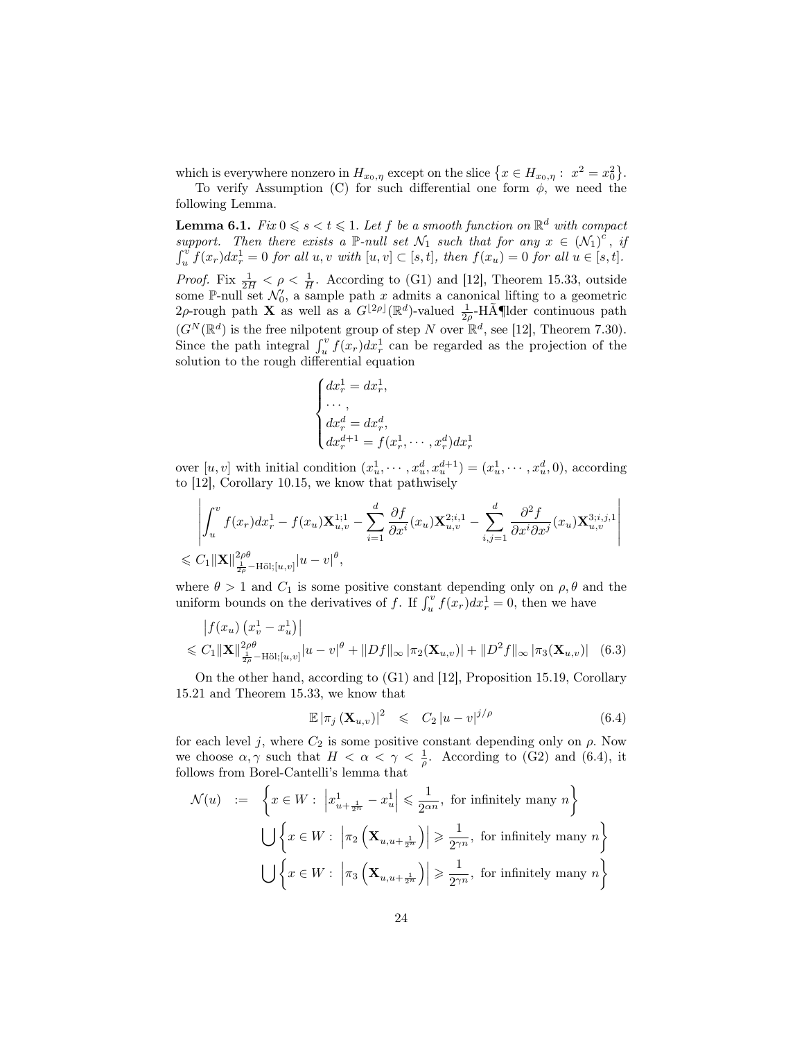which is everywhere nonzero in $H_{x_0,\eta}$ except on the slice $\{x \in H_{x_0,\eta} : x^2 = x_0^2\}$.

To verify Assumption (C) for such differential one form $\phi$, we need the following Lemma.

**Lemma 6.1.** *Fix $0 \leqslant s < t \leqslant 1$. Let $f$ be a smooth function on $\mathbb{R}^d$ with compact support. Then there exists a $\mathbb{P}$-null set $\mathcal{N}_1$ such that for any $x \in (\mathcal{N}_1)^c$, if $\int_u^v f(x_r)dx_r^1 = 0$ for all $u, v$ with $[u,v] \subset [s,t]$, then $f(x_u) = 0$ for all $u \in [s,t]$.*

*Proof.* Fix $\frac{1}{2H} < \rho < \frac{1}{H}$. According to (G1) and [12], Theorem 15.33, outside some $\mathbb{P}$-null set $\mathcal{N}_0'$, a sample path $x$ admits a canonical lifting to a geometric $2\rho$-rough path $\mathbf{X}$ as well as a $G^{\lfloor 2\rho \rfloor}(\mathbb{R}^d)$-valued $\frac{1}{2\rho}$-HÃ¶lder continuous path ($G^N(\mathbb{R}^d)$ is the free nilpotent group of step $N$ over $\mathbb{R}^d$, see [12], Theorem 7.30). Since the path integral $\int_u^v f(x_r)dx_r^1$ can be regarded as the projection of the solution to the rough differential equation

$$
\begin{cases}
dx_r^1 = dx_r^1, \\
\cdots, \\
dx_r^d = dx_r^d, \\
dx_r^{d+1} = f(x_r^1, \cdots, x_r^d)dx_r^1
\end{cases}
$$

over $[u,v]$ with initial condition $(x_u^1, \cdots, x_u^d, x_u^{d+1}) = (x_u^1, \cdots, x_u^d, 0)$, according to [12], Corollary 10.15, we know that pathwisely

$$
\left| \int_u^v f(x_r)dx_r^1 - f(x_u)\mathbf{X}_{u,v}^{1;1} - \sum_{i=1}^d \frac{\partial f}{\partial x^i}(x_u)\mathbf{X}_{u,v}^{2;i,1} - \sum_{i,j=1}^d \frac{\partial^2 f}{\partial x^i \partial x^j}(x_u)\mathbf{X}_{u,v}^{3;i,j,1} \right|
$$
$$
\leqslant C_1 \|\mathbf{X}\|_{\frac{1}{2\rho}-\text{Höl};[u,v]}^{2\rho\theta} |u-v|^\theta,
$$

where $\theta > 1$ and $C_1$ is some positive constant depending only on $\rho, \theta$ and the uniform bounds on the derivatives of $f$. If $\int_u^v f(x_r)dx_r^1 = 0$, then we have

$$
\begin{aligned}
&\left| f(x_u)\left(x_v^1 - x_u^1\right) \right| \\
&\leqslant C_1 \|\mathbf{X}\|_{\frac{1}{2\rho}-\text{Höl};[u,v]}^{2\rho\theta} |u-v|^\theta + \|Df\|_\infty |\pi_2(\mathbf{X}_{u,v})| + \|D^2 f\|_\infty |\pi_3(\mathbf{X}_{u,v})| \quad (6.3)
\end{aligned}
$$

On the other hand, according to (G1) and [12], Proposition 15.19, Corollary 15.21 and Theorem 15.33, we know that

$$
\mathbb{E}\left|\pi_j\left(\mathbf{X}_{u,v}\right)\right|^2 \leqslant C_2 |u-v|^{j/\rho} \quad (6.4)
$$

for each level $j$, where $C_2$ is some positive constant depending only on $\rho$. Now we choose $\alpha, \gamma$ such that $H < \alpha < \gamma < \frac{1}{\rho}$. According to (G2) and (6.4), it follows from Borel-Cantelli's lemma that

$$
\begin{aligned}
\mathcal{N}(u) \quad := \quad & \left\{ x \in W : \left| x_{u+\frac{1}{2^n}}^1 - x_u^1 \right| \leqslant \frac{1}{2^{\alpha n}}, \text{ for infinitely many } n \right\} \\
& \bigcup \left\{ x \in W : \left| \pi_2\left(\mathbf{X}_{u,u+\frac{1}{2^n}}\right) \right| \geqslant \frac{1}{2^{\gamma n}}, \text{ for infinitely many } n \right\} \\
& \bigcup \left\{ x \in W : \left| \pi_3\left(\mathbf{X}_{u,u+\frac{1}{2^n}}\right) \right| \geqslant \frac{1}{2^{\gamma n}}, \text{ for infinitely many } n \right\}
\end{aligned}
$$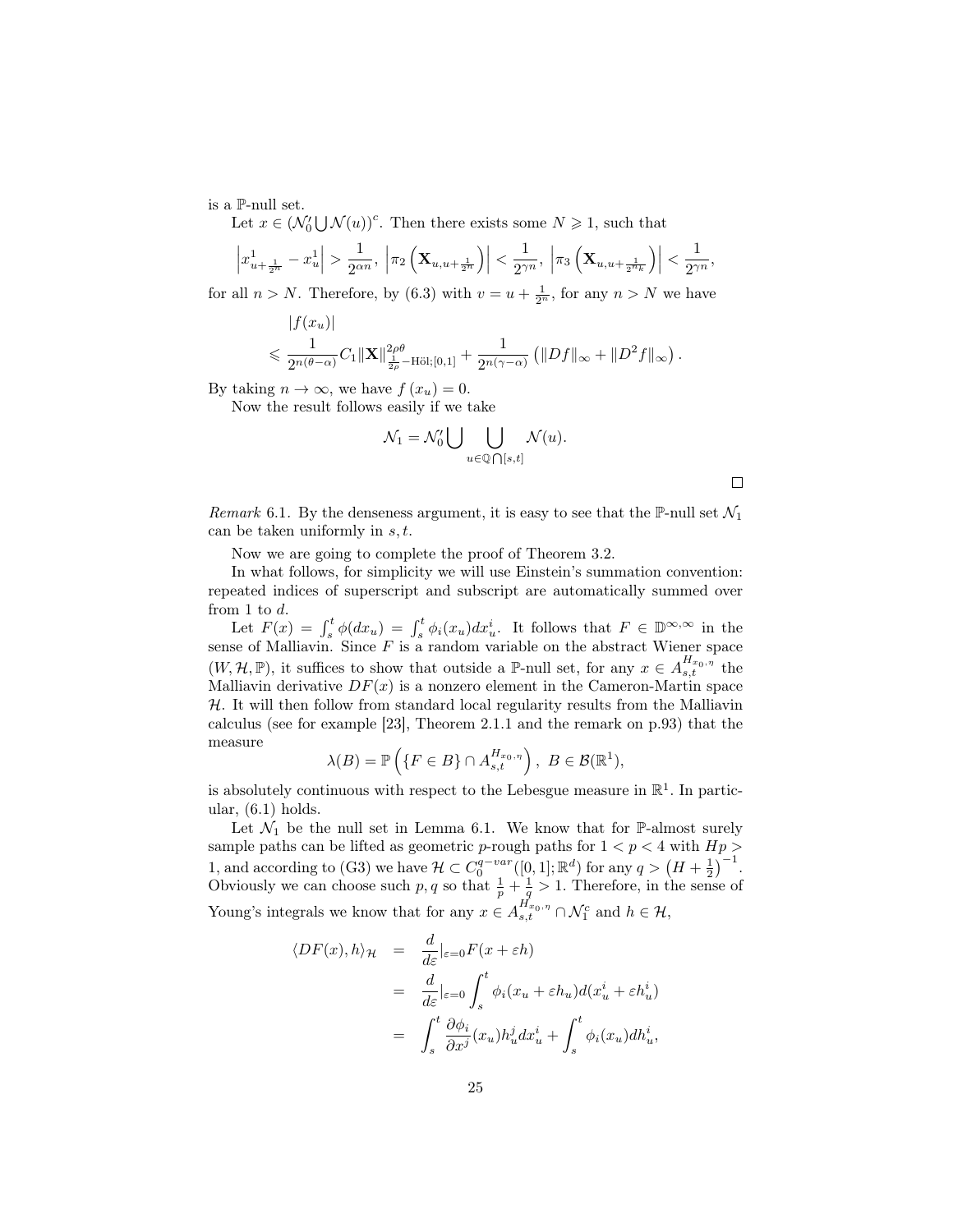is a $\mathbb{P}$-null set.

Let $x \in (\mathcal{N}_0' \bigcup \mathcal{N}(u))^c$. Then there exists some $N \geqslant 1$, such that

$$\left|x^1_{u+\frac{1}{2^n}} - x^1_u\right| > \frac{1}{2^{\alpha n}},\ \left|\pi_2\left(\mathbf{X}_{u,u+\frac{1}{2^n}}\right)\right| < \frac{1}{2^{\gamma n}},\ \left|\pi_3\left(\mathbf{X}_{u,u+\frac{1}{2^{n_k}}}\right)\right| < \frac{1}{2^{\gamma n}},$$

for all $n > N$. Therefore, by (6.3) with $v = u + \frac{1}{2^n}$, for any $n > N$ we have

$$\begin{aligned}
&|f(x_u)| \\
&\leqslant \frac{1}{2^{n(\theta-\alpha)}} C_1 \|\mathbf{X}\|^{2\rho\theta}_{\frac{1}{2\rho}-\text{Höl};[0,1]} + \frac{1}{2^{n(\gamma-\alpha)}}\left(\|Df\|_\infty + \|D^2 f\|_\infty\right).
\end{aligned}$$

By taking $n \to \infty$, we have $f(x_u) = 0$.

Now the result follows easily if we take

$$\mathcal{N}_1 = \mathcal{N}_0' \bigcup \bigcup_{u \in \mathbb{Q}\bigcap[s,t]} \mathcal{N}(u).$$

□

*Remark* 6.1. By the denseness argument, it is easy to see that the $\mathbb{P}$-null set $\mathcal{N}_1$ can be taken uniformly in $s, t$.

Now we are going to complete the proof of Theorem 3.2.

In what follows, for simplicity we will use Einstein's summation convention: repeated indices of superscript and subscript are automatically summed over from 1 to $d$.

Let $F(x) = \int_s^t \phi(dx_u) = \int_s^t \phi_i(x_u) dx_u^i$. It follows that $F \in \mathbb{D}^{\infty,\infty}$ in the sense of Malliavin. Since $F$ is a random variable on the abstract Wiener space $(W, \mathcal{H}, \mathbb{P})$, it suffices to show that outside a $\mathbb{P}$-null set, for any $x \in A^{H_{x_0,\eta}}_{s,t}$ the Malliavin derivative $DF(x)$ is a nonzero element in the Cameron-Martin space $\mathcal{H}$. It will then follow from standard local regularity results from the Malliavin calculus (see for example [23], Theorem 2.1.1 and the remark on p.93) that the measure

$$\lambda(B) = \mathbb{P}\left(\{F \in B\} \cap A^{H_{x_0,\eta}}_{s,t}\right),\ B \in \mathcal{B}(\mathbb{R}^1),$$

is absolutely continuous with respect to the Lebesgue measure in $\mathbb{R}^1$. In particular, (6.1) holds.

Let $\mathcal{N}_1$ be the null set in Lemma 6.1. We know that for $\mathbb{P}$-almost surely sample paths can be lifted as geometric $p$-rough paths for $1 < p < 4$ with $Hp > 1$, and according to (G3) we have $\mathcal{H} \subset C_0^{q-var}([0,1];\mathbb{R}^d)$ for any $q > \left(H + \frac{1}{2}\right)^{-1}$. Obviously we can choose such $p, q$ so that $\frac{1}{p} + \frac{1}{q} > 1$. Therefore, in the sense of Young's integrals we know that for any $x \in A^{H_{x_0,\eta}}_{s,t} \cap \mathcal{N}_1^c$ and $h \in \mathcal{H}$,

$$\begin{aligned}
\langle DF(x), h\rangle_{\mathcal{H}} &= \frac{d}{d\varepsilon}|_{\varepsilon=0} F(x + \varepsilon h) \\
&= \frac{d}{d\varepsilon}|_{\varepsilon=0} \int_s^t \phi_i(x_u + \varepsilon h_u) d(x_u^i + \varepsilon h_u^i) \\
&= \int_s^t \frac{\partial \phi_i}{\partial x^j}(x_u) h_u^j dx_u^i + \int_s^t \phi_i(x_u) dh_u^i,
\end{aligned}$$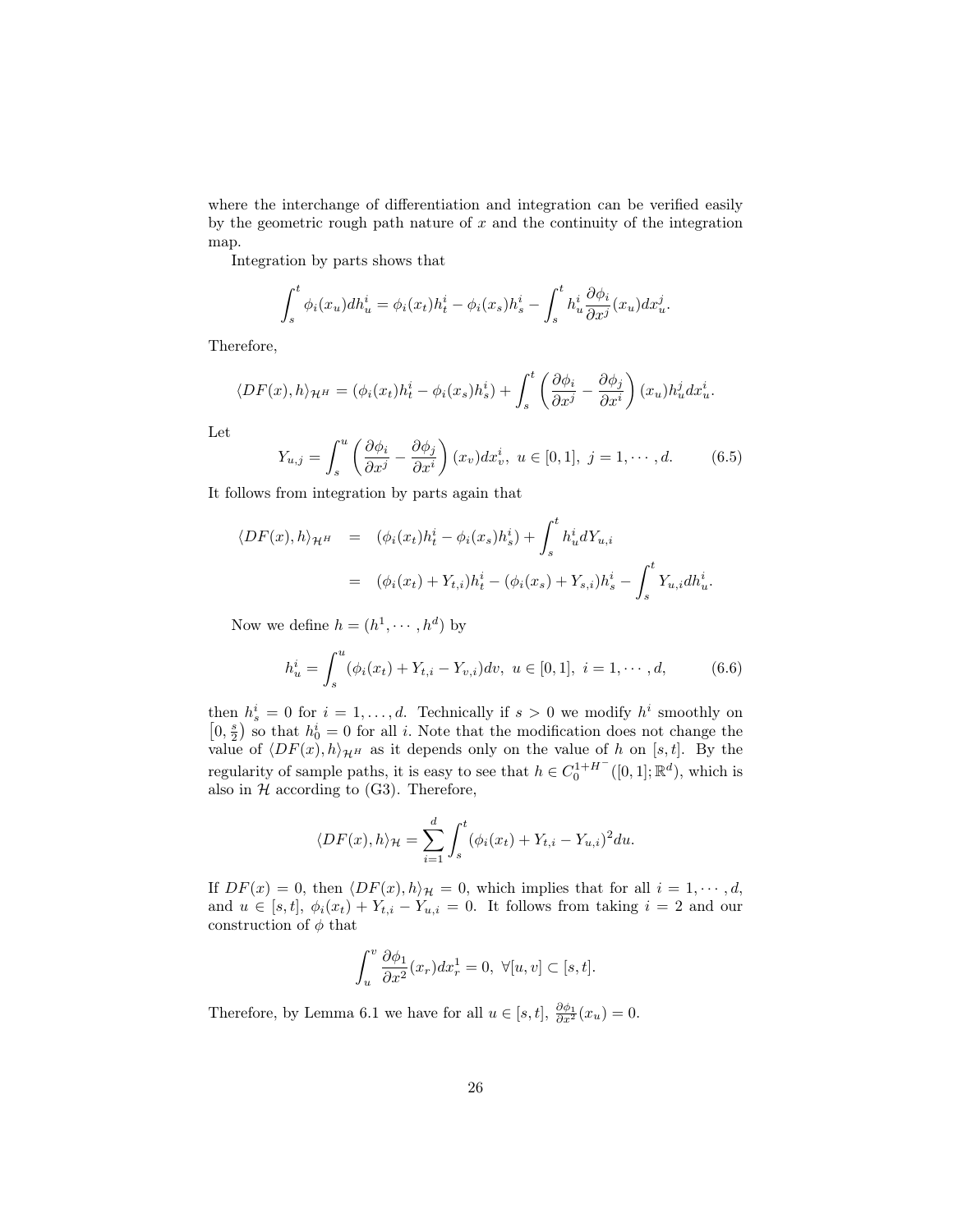where the interchange of differentiation and integration can be verified easily by the geometric rough path nature of $x$ and the continuity of the integration map.

Integration by parts shows that

$$\int_s^t \phi_i(x_u)dh_u^i = \phi_i(x_t)h_t^i - \phi_i(x_s)h_s^i - \int_s^t h_u^i \frac{\partial \phi_i}{\partial x^j}(x_u)dx_u^j.$$

Therefore,

$$\langle DF(x), h\rangle_{\mathcal{H}^H} = (\phi_i(x_t)h_t^i - \phi_i(x_s)h_s^i) + \int_s^t \left(\frac{\partial \phi_i}{\partial x^j} - \frac{\partial \phi_j}{\partial x^i}\right)(x_u)h_u^j dx_u^i.$$

Let

$$Y_{u,j} = \int_s^u \left(\frac{\partial \phi_i}{\partial x^j} - \frac{\partial \phi_j}{\partial x^i}\right)(x_v)dx_v^i, \ u \in [0,1], \ j = 1, \cdots, d. \tag{6.5}$$

It follows from integration by parts again that

$$\begin{aligned}
\langle DF(x), h\rangle_{\mathcal{H}^H} &= (\phi_i(x_t)h_t^i - \phi_i(x_s)h_s^i) + \int_s^t h_u^i dY_{u,i} \\
&= (\phi_i(x_t) + Y_{t,i})h_t^i - (\phi_i(x_s) + Y_{s,i})h_s^i - \int_s^t Y_{u,i}dh_u^i.
\end{aligned}$$

Now we define $h = (h^1, \cdots, h^d)$ by

$$h_u^i = \int_s^u (\phi_i(x_t) + Y_{t,i} - Y_{v,i})dv, \ u \in [0,1], \ i = 1, \cdots, d, \tag{6.6}$$

then $h_s^i = 0$ for $i = 1, \ldots, d$. Technically if $s > 0$ we modify $h^i$ smoothly on $\left[0, \frac{s}{2}\right)$ so that $h_0^i = 0$ for all $i$. Note that the modification does not change the value of $\langle DF(x), h\rangle_{\mathcal{H}^H}$ as it depends only on the value of $h$ on $[s,t]$. By the regularity of sample paths, it is easy to see that $h \in C_0^{1+H^-}([0,1];\mathbb{R}^d)$, which is also in $\mathcal{H}$ according to (G3). Therefore,

$$\langle DF(x), h\rangle_{\mathcal{H}} = \sum_{i=1}^d \int_s^t (\phi_i(x_t) + Y_{t,i} - Y_{u,i})^2 du.$$

If $DF(x) = 0$, then $\langle DF(x), h\rangle_{\mathcal{H}} = 0$, which implies that for all $i = 1, \cdots, d$, and $u \in [s,t]$, $\phi_i(x_t) + Y_{t,i} - Y_{u,i} = 0$. It follows from taking $i = 2$ and our construction of $\phi$ that

$$\int_u^v \frac{\partial \phi_1}{\partial x^2}(x_r)dx_r^1 = 0, \ \forall [u,v] \subset [s,t].$$

Therefore, by Lemma 6.1 we have for all $u \in [s,t]$, $\frac{\partial \phi_1}{\partial x^2}(x_u) = 0$.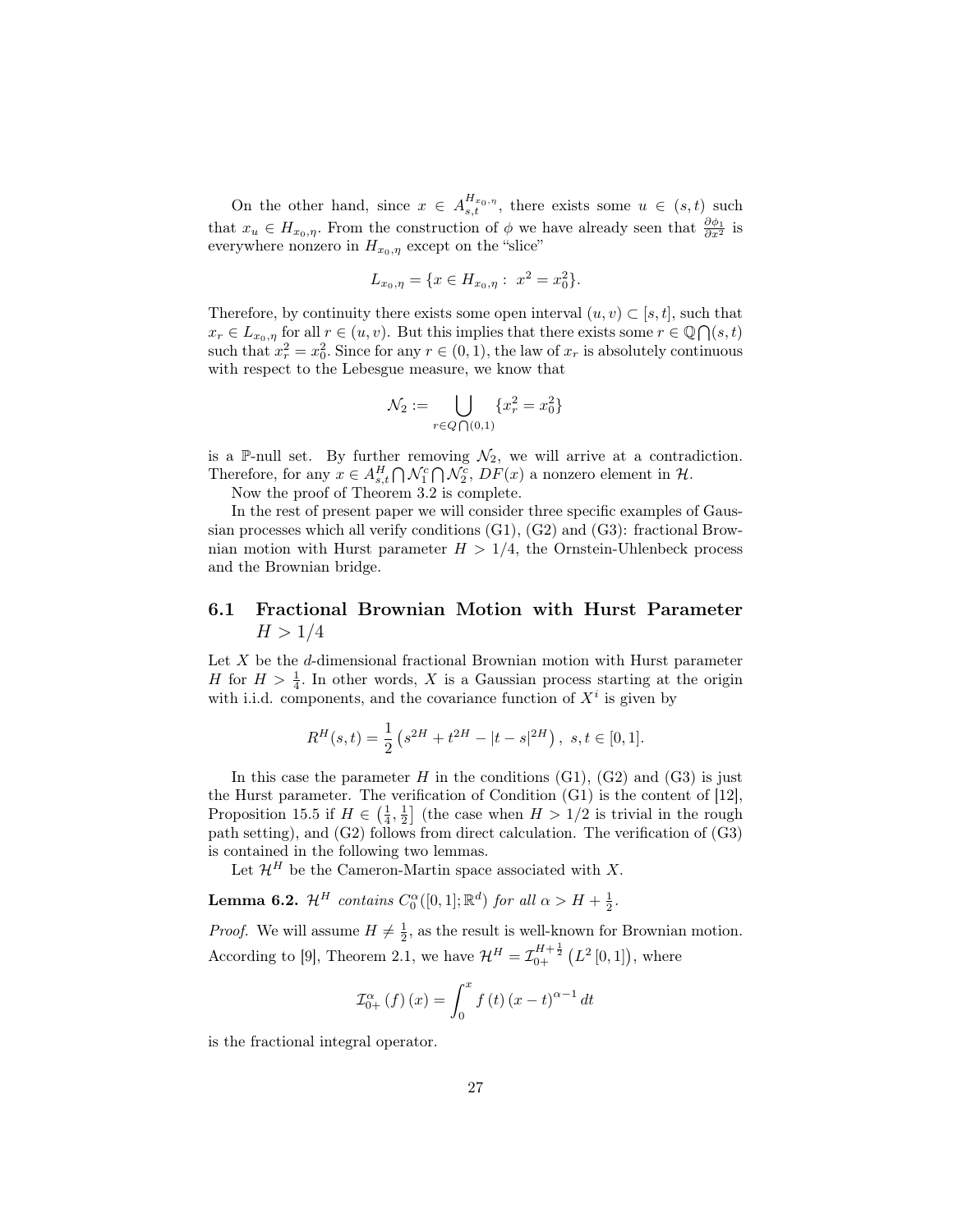On the other hand, since $x \in A_{s,t}^{H_{x_0,\eta}}$, there exists some $u \in (s,t)$ such that $x_u \in H_{x_0,\eta}$. From the construction of $\phi$ we have already seen that $\frac{\partial \phi_1}{\partial x^2}$ is everywhere nonzero in $H_{x_0,\eta}$ except on the "slice"

$$L_{x_0,\eta} = \{x \in H_{x_0,\eta} : \ x^2 = x_0^2\}.$$

Therefore, by continuity there exists some open interval $(u,v) \subset [s,t]$, such that $x_r \in L_{x_0,\eta}$ for all $r \in (u,v)$. But this implies that there exists some $r \in \mathbb{Q} \bigcap (s,t)$ such that $x_r^2 = x_0^2$. Since for any $r \in (0,1)$, the law of $x_r$ is absolutely continuous with respect to the Lebesgue measure, we know that

$$\mathcal{N}_2 := \bigcup_{r \in Q \bigcap (0,1)} \{x_r^2 = x_0^2\}$$

is a $\mathbb{P}$-null set. By further removing $\mathcal{N}_2$, we will arrive at a contradiction. Therefore, for any $x \in A_{s,t}^H \bigcap \mathcal{N}_1^c \bigcap \mathcal{N}_2^c$, $DF(x)$ a nonzero element in $\mathcal{H}$.

Now the proof of Theorem 3.2 is complete.

In the rest of present paper we will consider three specific examples of Gaussian processes which all verify conditions (G1), (G2) and (G3): fractional Brownian motion with Hurst parameter $H > 1/4$, the Ornstein-Uhlenbeck process and the Brownian bridge.

## 6.1 Fractional Brownian Motion with Hurst Parameter $H > 1/4$

Let $X$ be the $d$-dimensional fractional Brownian motion with Hurst parameter $H$ for $H > \frac{1}{4}$. In other words, $X$ is a Gaussian process starting at the origin with i.i.d. components, and the covariance function of $X^i$ is given by

$$R^H(s,t) = \frac{1}{2}\left(s^{2H} + t^{2H} - |t-s|^{2H}\right), \ s,t \in [0,1].$$

In this case the parameter $H$ in the conditions (G1), (G2) and (G3) is just the Hurst parameter. The verification of Condition (G1) is the content of [12], Proposition 15.5 if $H \in \left(\frac{1}{4}, \frac{1}{2}\right]$ (the case when $H > 1/2$ is trivial in the rough path setting), and (G2) follows from direct calculation. The verification of (G3) is contained in the following two lemmas.

Let $\mathcal{H}^H$ be the Cameron-Martin space associated with $X$.

**Lemma 6.2.** *$\mathcal{H}^H$ contains $C_0^\alpha([0,1];\mathbb{R}^d)$ for all $\alpha > H + \frac{1}{2}$.*

*Proof.* We will assume $H \neq \frac{1}{2}$, as the result is well-known for Brownian motion. According to [9], Theorem 2.1, we have $\mathcal{H}^H = \mathcal{I}_{0+}^{H+\frac{1}{2}}\left(L^2[0,1]\right)$, where

$$\mathcal{I}_{0+}^{\alpha}(f)(x) = \int_0^x f(t)(x-t)^{\alpha-1}\,dt$$

is the fractional integral operator.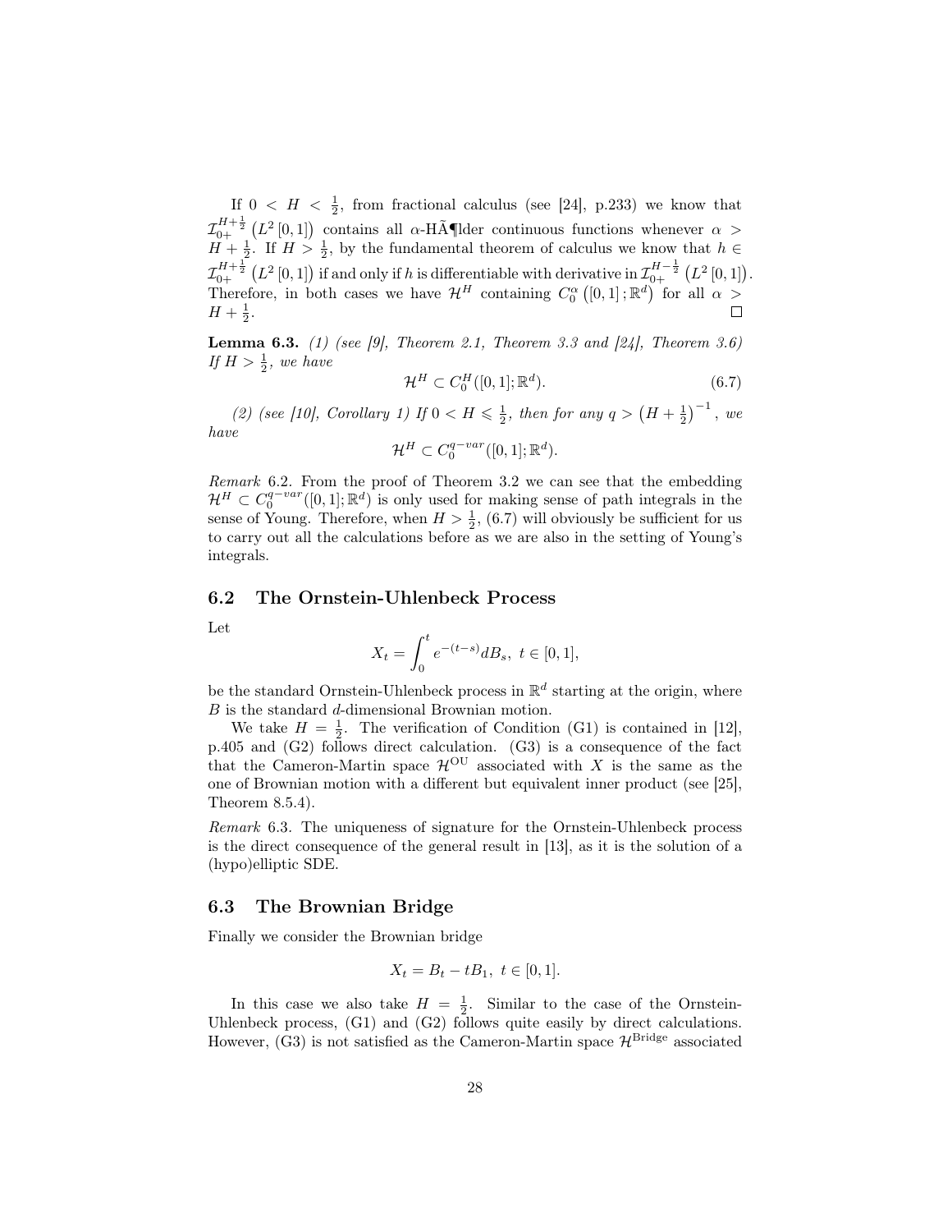If $0 < H < \frac{1}{2}$, from fractional calculus (see [24], p.233) we know that $\mathcal{I}_{0+}^{H+\frac{1}{2}}\left(L^2[0,1]\right)$ contains all $\alpha$-HÃ¶lder continuous functions whenever $\alpha > H + \frac{1}{2}$. If $H > \frac{1}{2}$, by the fundamental theorem of calculus we know that $h \in \mathcal{I}_{0+}^{H+\frac{1}{2}}\left(L^2[0,1]\right)$ if and only if $h$ is differentiable with derivative in $\mathcal{I}_{0+}^{H-\frac{1}{2}}\left(L^2[0,1]\right)$. Therefore, in both cases we have $\mathcal{H}^H$ containing $C_0^\alpha\left([0,1];\mathbb{R}^d\right)$ for all $\alpha > H + \frac{1}{2}$. □

**Lemma 6.3.** *(1) (see [9], Theorem 2.1, Theorem 3.3 and [24], Theorem 3.6) If $H > \frac{1}{2}$, we have*

$$\mathcal{H}^H \subset C_0^H([0,1];\mathbb{R}^d). \tag{6.7}$$

*(2) (see [10], Corollary 1) If $0 < H \leqslant \frac{1}{2}$, then for any $q > \left(H + \frac{1}{2}\right)^{-1}$, we have*

$$\mathcal{H}^H \subset C_0^{q-var}([0,1];\mathbb{R}^d).$$

*Remark* 6.2. From the proof of Theorem 3.2 we can see that the embedding $\mathcal{H}^H \subset C_0^{q-var}([0,1];\mathbb{R}^d)$ is only used for making sense of path integrals in the sense of Young. Therefore, when $H > \frac{1}{2}$, (6.7) will obviously be sufficient for us to carry out all the calculations before as we are also in the setting of Young's integrals.

## 6.2 The Ornstein-Uhlenbeck Process

Let

$$X_t = \int_0^t e^{-(t-s)}dB_s,\ t \in [0,1],$$

be the standard Ornstein-Uhlenbeck process in $\mathbb{R}^d$ starting at the origin, where $B$ is the standard $d$-dimensional Brownian motion.

We take $H = \frac{1}{2}$. The verification of Condition (G1) is contained in [12], p.405 and (G2) follows direct calculation. (G3) is a consequence of the fact that the Cameron-Martin space $\mathcal{H}^{\text{OU}}$ associated with $X$ is the same as the one of Brownian motion with a different but equivalent inner product (see [25], Theorem 8.5.4).

*Remark* 6.3. The uniqueness of signature for the Ornstein-Uhlenbeck process is the direct consequence of the general result in [13], as it is the solution of a (hypo)elliptic SDE.

## 6.3 The Brownian Bridge

Finally we consider the Brownian bridge

$$X_t = B_t - tB_1,\ t \in [0,1].$$

In this case we also take $H = \frac{1}{2}$. Similar to the case of the Ornstein-Uhlenbeck process, (G1) and (G2) follows quite easily by direct calculations. However, (G3) is not satisfied as the Cameron-Martin space $\mathcal{H}^{\text{Bridge}}$ associated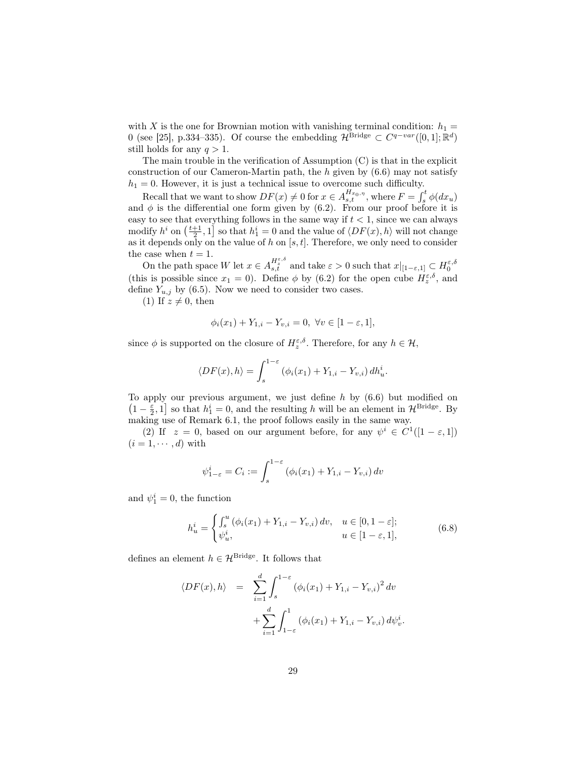with $X$ is the one for Brownian motion with vanishing terminal condition: $h_1 = 0$ (see [25], p.334–335). Of course the embedding $\mathcal{H}^{\text{Bridge}} \subset C^{q-var}([0,1];\mathbb{R}^d)$ still holds for any $q > 1$.

The main trouble in the verification of Assumption (C) is that in the explicit construction of our Cameron-Martin path, the $h$ given by (6.6) may not satisfy $h_1 = 0$. However, it is just a technical issue to overcome such difficulty.

Recall that we want to show $DF(x) \neq 0$ for $x \in A_{s,t}^{H_{x_0,\eta}}$, where $F = \int_s^t \phi(dx_u)$ and $\phi$ is the differential one form given by (6.2). From our proof before it is easy to see that everything follows in the same way if $t < 1$, since we can always modify $h^i$ on $\left(\frac{t+1}{2}, 1\right]$ so that $h_1^i = 0$ and the value of $\langle DF(x), h\rangle$ will not change as it depends only on the value of $h$ on $[s,t]$. Therefore, we only need to consider the case when $t = 1$.

On the path space $W$ let $x \in A_{s,t}^{H_z^{\varepsilon,\delta}}$ and take $\varepsilon > 0$ such that $x|_{[1-\varepsilon,1]} \subset H_0^{\varepsilon,\delta}$ (this is possible since $x_1 = 0$). Define $\phi$ by (6.2) for the open cube $H_z^{\varepsilon,\delta}$, and define $Y_{u,j}$ by (6.5). Now we need to consider two cases.

(1) If $z \neq 0$, then

$$\phi_i(x_1) + Y_{1,i} - Y_{v,i} = 0, \ \forall v \in [1-\varepsilon, 1],$$

since $\phi$ is supported on the closure of $H_z^{\varepsilon,\delta}$. Therefore, for any $h \in \mathcal{H}$,

$$\langle DF(x), h\rangle = \int_s^{1-\varepsilon} (\phi_i(x_1) + Y_{1,i} - Y_{v,i})\, dh_u^i.$$

To apply our previous argument, we just define $h$ by (6.6) but modified on $\left(1 - \frac{\varepsilon}{2}, 1\right]$ so that $h_1^i = 0$, and the resulting $h$ will be an element in $\mathcal{H}^{\text{Bridge}}$. By making use of Remark 6.1, the proof follows easily in the same way.

(2) If $z = 0$, based on our argument before, for any $\psi^i \in C^1([1-\varepsilon, 1])$ $(i = 1, \cdots, d)$ with

$$\psi_{1-\varepsilon}^i = C_i := \int_s^{1-\varepsilon} (\phi_i(x_1) + Y_{1,i} - Y_{v,i})\, dv$$

and $\psi_1^i = 0$, the function

$$h_u^i = \begin{cases} \int_s^u (\phi_i(x_1) + Y_{1,i} - Y_{v,i})\, dv, & u \in [0, 1-\varepsilon]; \\ \psi_u^i, & u \in [1-\varepsilon, 1], \end{cases} \tag{6.8}$$

defines an element $h \in \mathcal{H}^{\text{Bridge}}$. It follows that

$$\begin{aligned} \langle DF(x), h\rangle &= \sum_{i=1}^d \int_s^{1-\varepsilon} (\phi_i(x_1) + Y_{1,i} - Y_{v,i})^2\, dv \\ &\quad + \sum_{i=1}^d \int_{1-\varepsilon}^1 (\phi_i(x_1) + Y_{1,i} - Y_{v,i})\, d\psi_v^i. \end{aligned}$$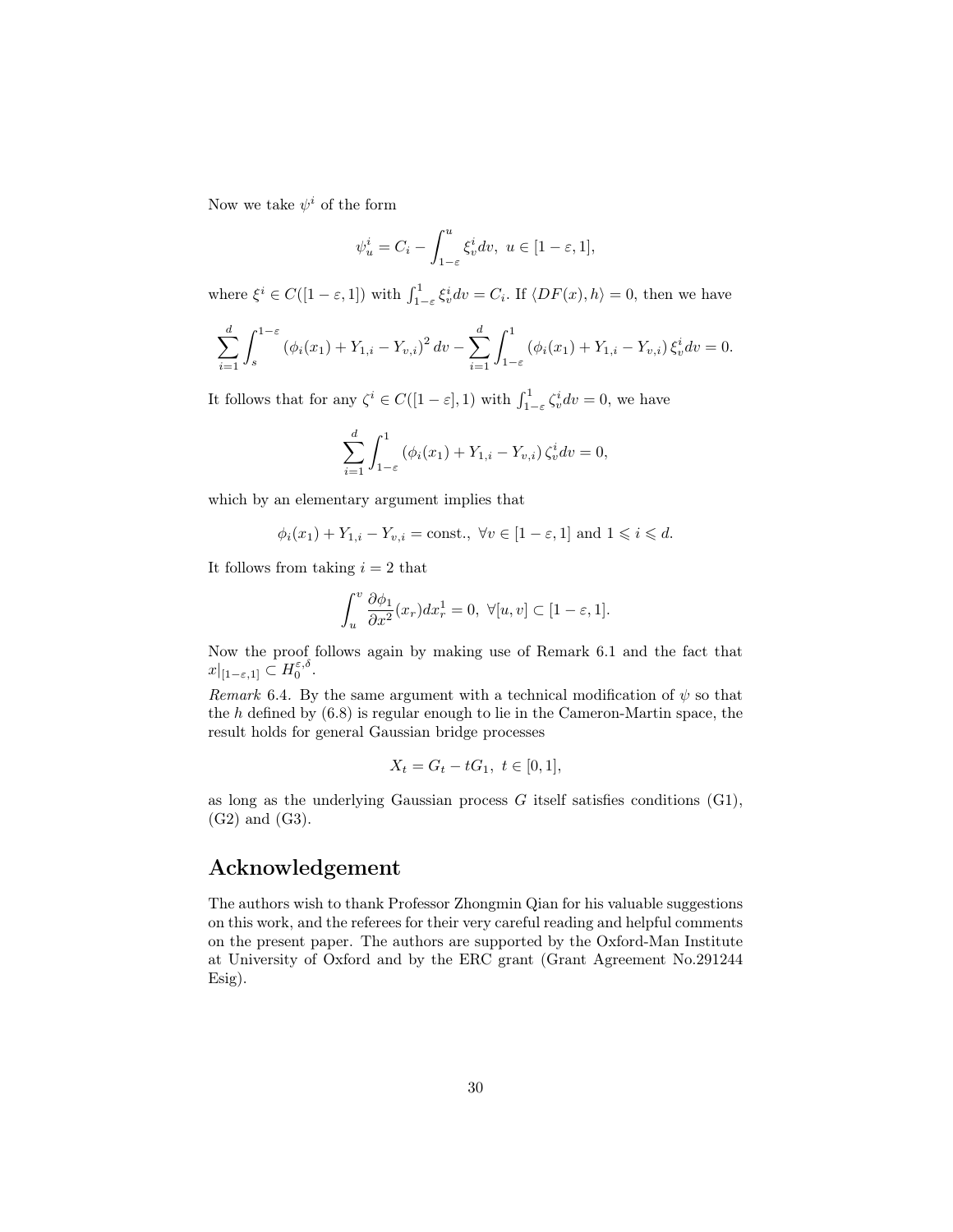Now we take $\psi^i$ of the form

$$\psi^i_u = C_i - \int_{1-\varepsilon}^{u} \xi^i_v dv, \ u \in [1-\varepsilon, 1],$$

where $\xi^i \in C([1-\varepsilon, 1])$ with $\int_{1-\varepsilon}^{1} \xi^i_v dv = C_i$. If $\langle DF(x), h\rangle = 0$, then we have

$$\sum_{i=1}^{d} \int_{s}^{1-\varepsilon} \left(\phi_i(x_1) + Y_{1,i} - Y_{v,i}\right)^2 dv - \sum_{i=1}^{d} \int_{1-\varepsilon}^{1} \left(\phi_i(x_1) + Y_{1,i} - Y_{v,i}\right) \xi^i_v dv = 0.$$

It follows that for any $\zeta^i \in C([1-\varepsilon], 1)$ with $\int_{1-\varepsilon}^{1} \zeta^i_v dv = 0$, we have

$$\sum_{i=1}^{d} \int_{1-\varepsilon}^{1} \left(\phi_i(x_1) + Y_{1,i} - Y_{v,i}\right) \zeta^i_v dv = 0,$$

which by an elementary argument implies that

$$\phi_i(x_1) + Y_{1,i} - Y_{v,i} = \text{const.}, \ \forall v \in [1-\varepsilon, 1] \text{ and } 1 \leqslant i \leqslant d.$$

It follows from taking $i = 2$ that

$$\int_{u}^{v} \frac{\partial \phi_1}{\partial x^2}(x_r) dx^1_r = 0, \ \forall [u, v] \subset [1-\varepsilon, 1].$$

Now the proof follows again by making use of Remark 6.1 and the fact that $x|_{[1-\varepsilon,1]} \subset H_0^{\varepsilon,\delta}$.

*Remark* 6.4. By the same argument with a technical modification of $\psi$ so that the $h$ defined by (6.8) is regular enough to lie in the Cameron-Martin space, the result holds for general Gaussian bridge processes

$$X_t = G_t - tG_1, \ t \in [0, 1],$$

as long as the underlying Gaussian process $G$ itself satisfies conditions (G1), (G2) and (G3).

## Acknowledgement

The authors wish to thank Professor Zhongmin Qian for his valuable suggestions on this work, and the referees for their very careful reading and helpful comments on the present paper. The authors are supported by the Oxford-Man Institute at University of Oxford and by the ERC grant (Grant Agreement No.291244 Esig).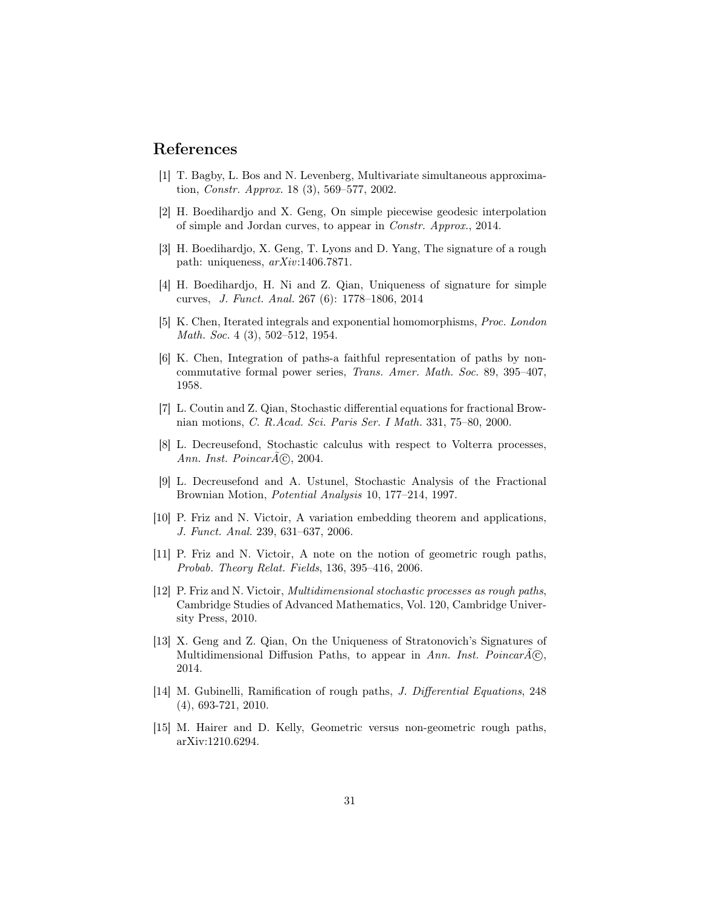## References

[1] T. Bagby, L. Bos and N. Levenberg, Multivariate simultaneous approximation, *Constr. Approx.* 18 (3), 569–577, 2002.

[2] H. Boedihardjo and X. Geng, On simple piecewise geodesic interpolation of simple and Jordan curves, to appear in *Constr. Approx.*, 2014.

[3] H. Boedihardjo, X. Geng, T. Lyons and D. Yang, The signature of a rough path: uniqueness, *arXiv*:1406.7871.

[4] H. Boedihardjo, H. Ni and Z. Qian, Uniqueness of signature for simple curves, *J. Funct. Anal.* 267 (6): 1778–1806, 2014

[5] K. Chen, Iterated integrals and exponential homomorphisms, *Proc. London Math. Soc.* 4 (3), 502–512, 1954.

[6] K. Chen, Integration of paths-a faithful representation of paths by noncommutative formal power series, *Trans. Amer. Math. Soc.* 89, 395–407, 1958.

[7] L. Coutin and Z. Qian, Stochastic differential equations for fractional Brownian motions, *C. R.Acad. Sci. Paris Ser. I Math.* 331, 75–80, 2000.

[8] L. Decreusefond, Stochastic calculus with respect to Volterra processes, *Ann. Inst. PoincarÃ©*, 2004.

[9] L. Decreusefond and A. Ustunel, Stochastic Analysis of the Fractional Brownian Motion, *Potential Analysis* 10, 177–214, 1997.

[10] P. Friz and N. Victoir, A variation embedding theorem and applications, *J. Funct. Anal.* 239, 631–637, 2006.

[11] P. Friz and N. Victoir, A note on the notion of geometric rough paths, *Probab. Theory Relat. Fields*, 136, 395–416, 2006.

[12] P. Friz and N. Victoir, *Multidimensional stochastic processes as rough paths*, Cambridge Studies of Advanced Mathematics, Vol. 120, Cambridge University Press, 2010.

[13] X. Geng and Z. Qian, On the Uniqueness of Stratonovich's Signatures of Multidimensional Diffusion Paths, to appear in *Ann. Inst. PoincarÃ©*, 2014.

[14] M. Gubinelli, Ramification of rough paths, *J. Differential Equations*, 248 (4), 693-721, 2010.

[15] M. Hairer and D. Kelly, Geometric versus non-geometric rough paths, arXiv:1210.6294.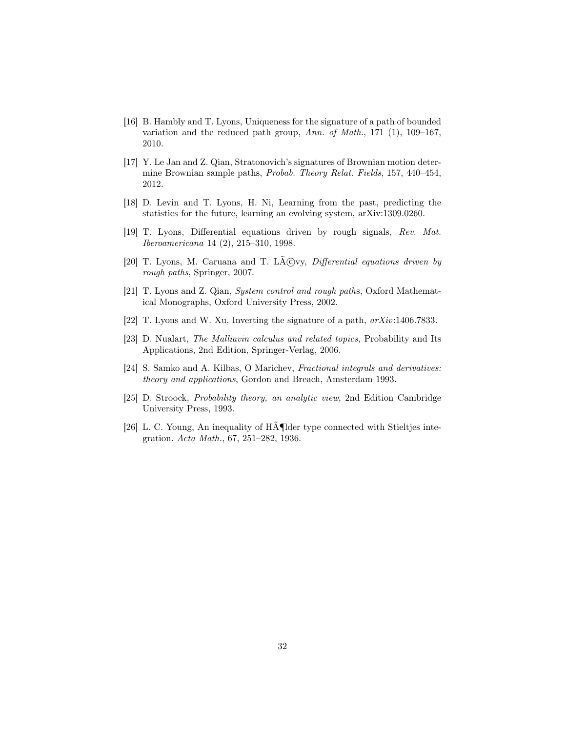[16] B. Hambly and T. Lyons, Uniqueness for the signature of a path of bounded variation and the reduced path group, *Ann. of Math.*, 171 (1), 109–167, 2010.

[17] Y. Le Jan and Z. Qian, Stratonovich's signatures of Brownian motion determine Brownian sample paths, *Probab. Theory Relat. Fields*, 157, 440–454, 2012.

[18] D. Levin and T. Lyons, H. Ni, Learning from the past, predicting the statistics for the future, learning an evolving system, arXiv:1309.0260.

[19] T. Lyons, Differential equations driven by rough signals, *Rev. Mat. Iberoamericana* 14 (2), 215–310, 1998.

[20] T. Lyons, M. Caruana and T. LÃ©vy, *Differential equations driven by rough paths*, Springer, 2007.

[21] T. Lyons and Z. Qian, *System control and rough paths*, Oxford Mathematical Monographs, Oxford University Press, 2002.

[22] T. Lyons and W. Xu, Inverting the signature of a path, *arXiv*:1406.7833.

[23] D. Nualart, *The Malliavin calculus and related topics,* Probability and Its Applications, 2nd Edition, Springer-Verlag, 2006.

[24] S. Samko and A. Kilbas, O Marichev, *Fractional integrals and derivatives: theory and applications*, Gordon and Breach, Amsterdam 1993.

[25] D. Stroock, *Probability theory, an analytic view*, 2nd Edition Cambridge University Press, 1993.

[26] L. C. Young, An inequality of HÃ¶lder type connected with Stieltjes integration. *Acta Math.*, 67, 251–282, 1936.